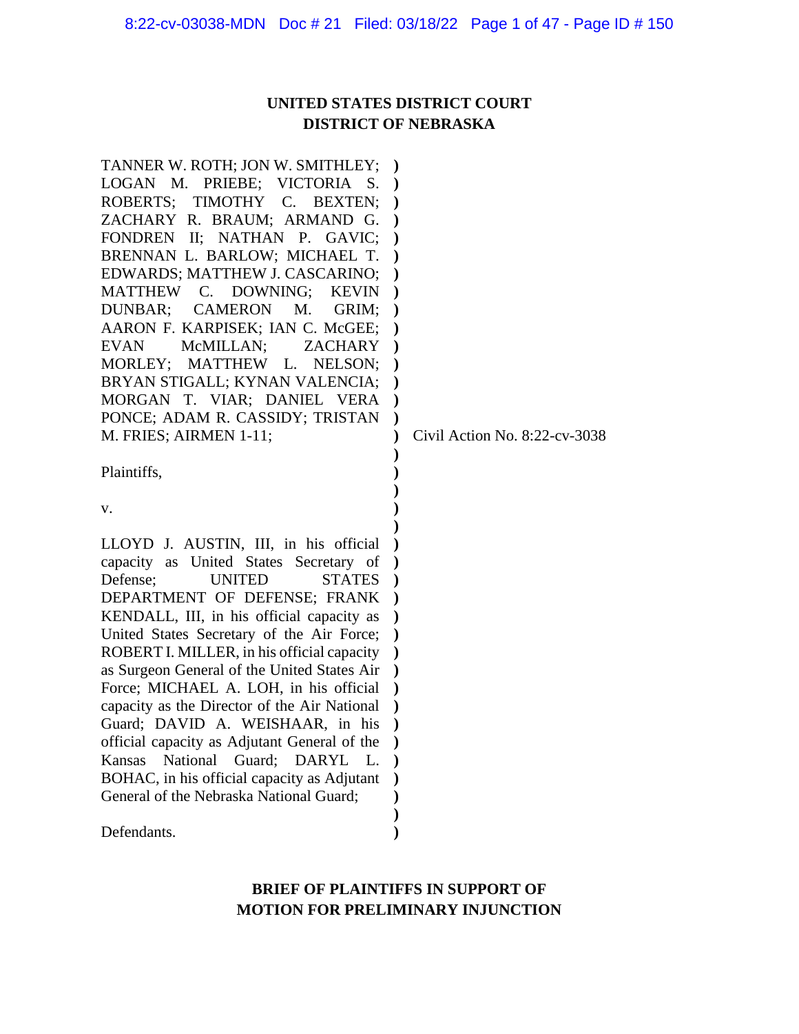# UNITED STATES DISTRICT COURT
# DISTRICT OF NEBRASKA

TANNER W. ROTH; JON W. SMITHLEY; LOGAN M. PRIEBE; VICTORIA S. ROBERTS; TIMOTHY C. BEXTEN; ZACHARY R. BRAUM; ARMAND G. FONDREN II; NATHAN P. GAVIC; BRENNAN L. BARLOW; MICHAEL T. EDWARDS; MATTHEW J. CASCARINO; MATTHEW C. DOWNING; KEVIN DUNBAR; CAMERON M. GRIM; AARON F. KARPISEK; IAN C. McGEE; EVAN McMILLAN; ZACHARY MORLEY; MATTHEW L. NELSON; BRYAN STIGALL; KYNAN VALENCIA; MORGAN T. VIAR; DANIEL VERA PONCE; ADAM R. CASSIDY; TRISTAN M. FRIES; AIRMEN 1-11;

Plaintiffs,

v.

LLOYD J. AUSTIN, III, in his official capacity as United States Secretary of Defense; UNITED STATES DEPARTMENT OF DEFENSE; FRANK KENDALL, III, in his official capacity as United States Secretary of the Air Force; ROBERT I. MILLER, in his official capacity as Surgeon General of the United States Air Force; MICHAEL A. LOH, in his official capacity as the Director of the Air National Guard; DAVID A. WEISHAAR, in his official capacity as Adjutant General of the Kansas National Guard; DARYL L. BOHAC, in his official capacity as Adjutant General of the Nebraska National Guard;

Defendants.

Civil Action No. 8:22-cv-3038

## BRIEF OF PLAINTIFFS IN SUPPORT OF MOTION FOR PRELIMINARY INJUNCTION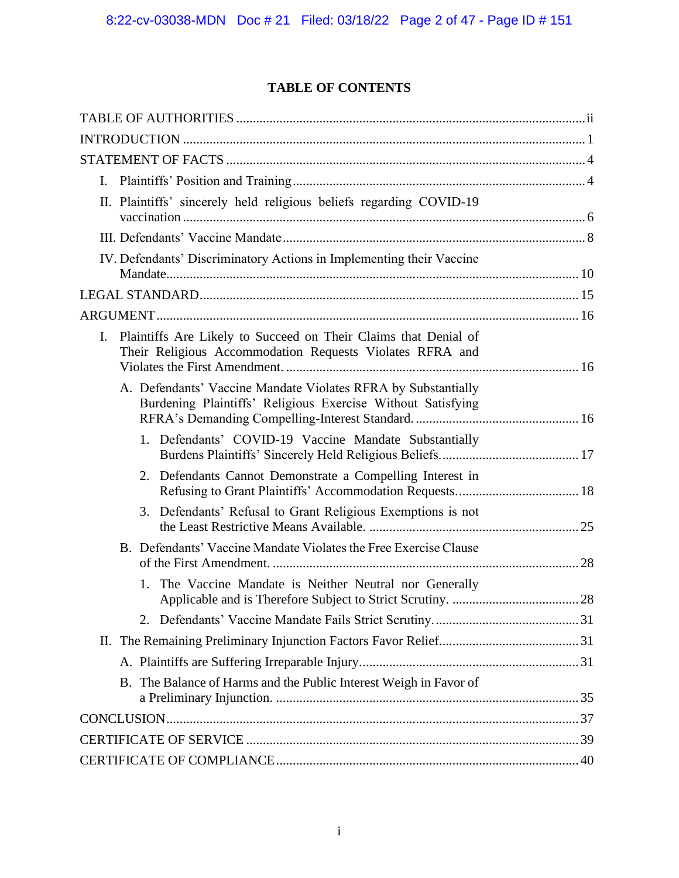# TABLE OF CONTENTS

TABLE OF AUTHORITIES ........ ii

INTRODUCTION ........ 1

STATEMENT OF FACTS ........ 4

- I. Plaintiffs' Position and Training ........ 4
- II. Plaintiffs' sincerely held religious beliefs regarding COVID-19 vaccination ........ 6
- III. Defendants' Vaccine Mandate ........ 8
- IV. Defendants' Discriminatory Actions in Implementing their Vaccine Mandate ........ 10

LEGAL STANDARD ........ 15

ARGUMENT ........ 16

- I. Plaintiffs Are Likely to Succeed on Their Claims that Denial of Their Religious Accommodation Requests Violates RFRA and Violates the First Amendment. ........ 16
  - A. Defendants' Vaccine Mandate Violates RFRA by Substantially Burdening Plaintiffs' Religious Exercise Without Satisfying RFRA's Demanding Compelling-Interest Standard. ........ 16
    - 1. Defendants' COVID-19 Vaccine Mandate Substantially Burdens Plaintiffs' Sincerely Held Religious Beliefs. ........ 17
    - 2. Defendants Cannot Demonstrate a Compelling Interest in Refusing to Grant Plaintiffs' Accommodation Requests. ........ 18
    - 3. Defendants' Refusal to Grant Religious Exemptions is not the Least Restrictive Means Available. ........ 25
  - B. Defendants' Vaccine Mandate Violates the Free Exercise Clause of the First Amendment. ........ 28
    - 1. The Vaccine Mandate is Neither Neutral nor Generally Applicable and is Therefore Subject to Strict Scrutiny. ........ 28
    - 2. Defendants' Vaccine Mandate Fails Strict Scrutiny. ........ 31
- II. The Remaining Preliminary Injunction Factors Favor Relief. ........ 31
  - A. Plaintiffs are Suffering Irreparable Injury ........ 31
  - B. The Balance of Harms and the Public Interest Weigh in Favor of a Preliminary Injunction. ........ 35

CONCLUSION ........ 37

CERTIFICATE OF SERVICE ........ 39

CERTIFICATE OF COMPLIANCE ........ 40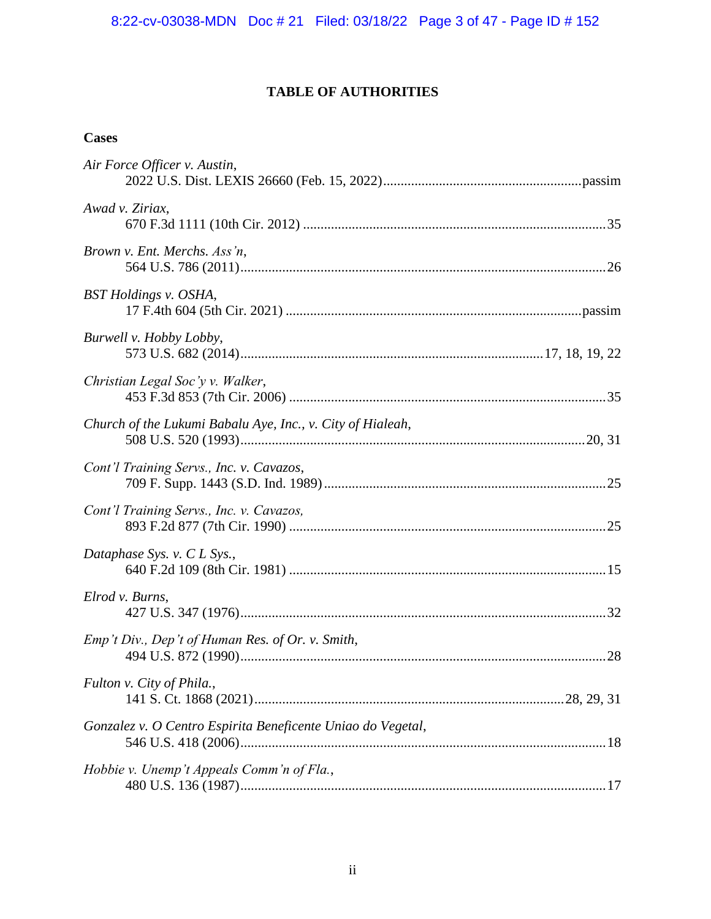# TABLE OF AUTHORITIES

## Cases

*Air Force Officer v. Austin*,
2022 U.S. Dist. LEXIS 26660 (Feb. 15, 2022) ........................................................ passim

*Awad v. Ziriax*,
670 F.3d 1111 (10th Cir. 2012) ........................................................................................ 35

*Brown v. Ent. Merchs. Ass'n*,
564 U.S. 786 (2011) .......................................................................................................... 26

*BST Holdings v. OSHA*,
17 F.4th 604 (5th Cir. 2021) ..................................................................................... passim

*Burwell v. Hobby Lobby*,
573 U.S. 682 (2014) ...................................................................................... 17, 18, 19, 22

*Christian Legal Soc'y v. Walker*,
453 F.3d 853 (7th Cir. 2006) ............................................................................................ 35

*Church of the Lukumi Babalu Aye, Inc., v. City of Hialeah*,
508 U.S. 520 (1993) ................................................................................................... 20, 31

*Cont'l Training Servs., Inc. v. Cavazos*,
709 F. Supp. 1443 (S.D. Ind. 1989) ................................................................................. 25

*Cont'l Training Servs., Inc. v. Cavazos,*
893 F.2d 877 (7th Cir. 1990) ............................................................................................ 25

*Dataphase Sys. v. C L Sys.*,
640 F.2d 109 (8th Cir. 1981) ............................................................................................ 15

*Elrod v. Burns*,
427 U.S. 347 (1976) .......................................................................................................... 32

*Emp't Div., Dep't of Human Res. of Or. v. Smith*,
494 U.S. 872 (1990) .......................................................................................................... 28

*Fulton v. City of Phila.*,
141 S. Ct. 1868 (2021) ......................................................................................... 28, 29, 31

*Gonzalez v. O Centro Espirita Beneficente Uniao do Vegetal*,
546 U.S. 418 (2006) .......................................................................................................... 18

*Hobbie v. Unemp't Appeals Comm'n of Fla.*,
480 U.S. 136 (1987) .......................................................................................................... 17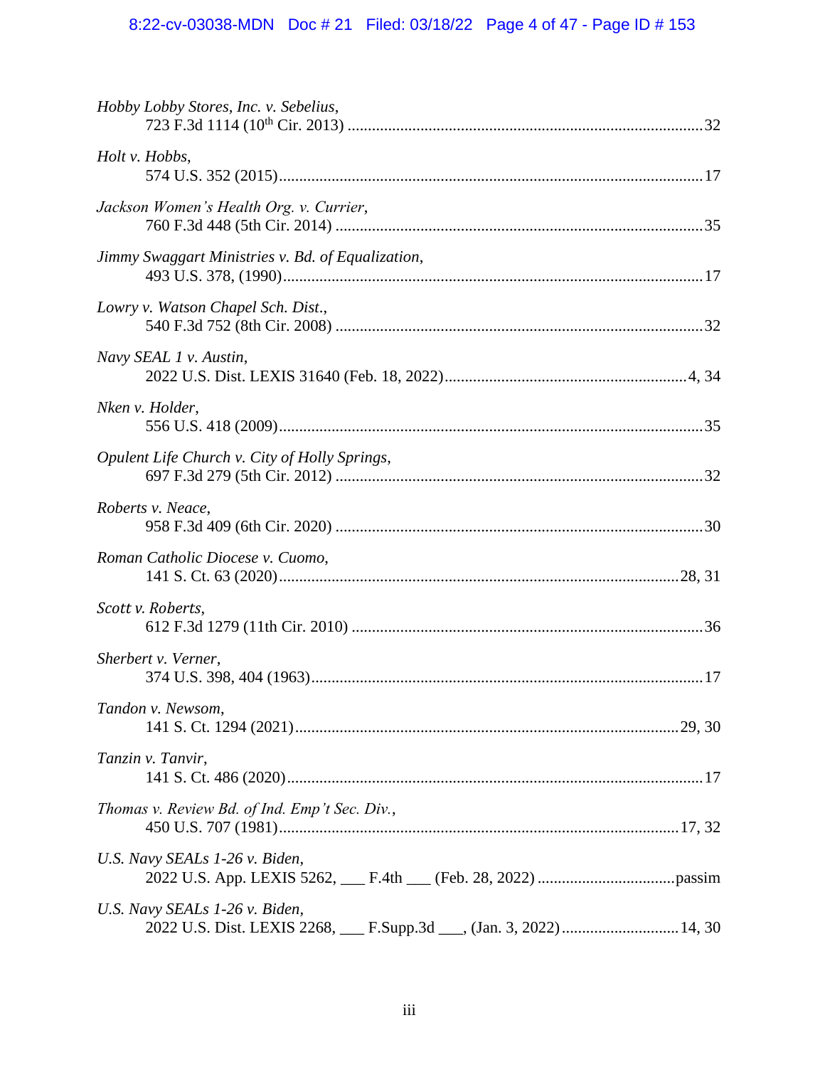*Hobby Lobby Stores, Inc. v. Sebelius*,
723 F.3d 1114 (10th Cir. 2013) ........................................................................................32

*Holt v. Hobbs*,
574 U.S. 352 (2015)..........................................................................................................17

*Jackson Women's Health Org. v. Currier*,
760 F.3d 448 (5th Cir. 2014) ............................................................................................35

*Jimmy Swaggart Ministries v. Bd. of Equalization*,
493 U.S. 378, (1990)........................................................................................................17

*Lowry v. Watson Chapel Sch. Dist*.,
540 F.3d 752 (8th Cir. 2008) ............................................................................................32

*Navy SEAL 1 v. Austin*,
2022 U.S. Dist. LEXIS 31640 (Feb. 18, 2022)............................................................4, 34

*Nken v. Holder*,
556 U.S. 418 (2009)..........................................................................................................35

*Opulent Life Church v. City of Holly Springs*,
697 F.3d 279 (5th Cir. 2012) ............................................................................................32

*Roberts v. Neace*,
958 F.3d 409 (6th Cir. 2020) ............................................................................................30

*Roman Catholic Diocese v. Cuomo*,
141 S. Ct. 63 (2020)....................................................................................................28, 31

*Scott v. Roberts*,
612 F.3d 1279 (11th Cir. 2010) ........................................................................................36

*Sherbert v. Verner*,
374 U.S. 398, 404 (1963)..................................................................................................17

*Tandon v. Newsom*,
141 S. Ct. 1294 (2021)................................................................................................29, 30

*Tanzin v. Tanvir*,
141 S. Ct. 486 (2020)........................................................................................................17

*Thomas v. Review Bd. of Ind. Emp't Sec. Div.*,
450 U.S. 707 (1981)....................................................................................................17, 32

*U.S. Navy SEALs 1-26 v. Biden*,
2022 U.S. App. LEXIS 5262, ___ F.4th ___ (Feb. 28, 2022) ..................................passim

*U.S. Navy SEALs 1-26 v. Biden*,
2022 U.S. Dist. LEXIS 2268, ___ F.Supp.3d ___, (Jan. 3, 2022).............................14, 30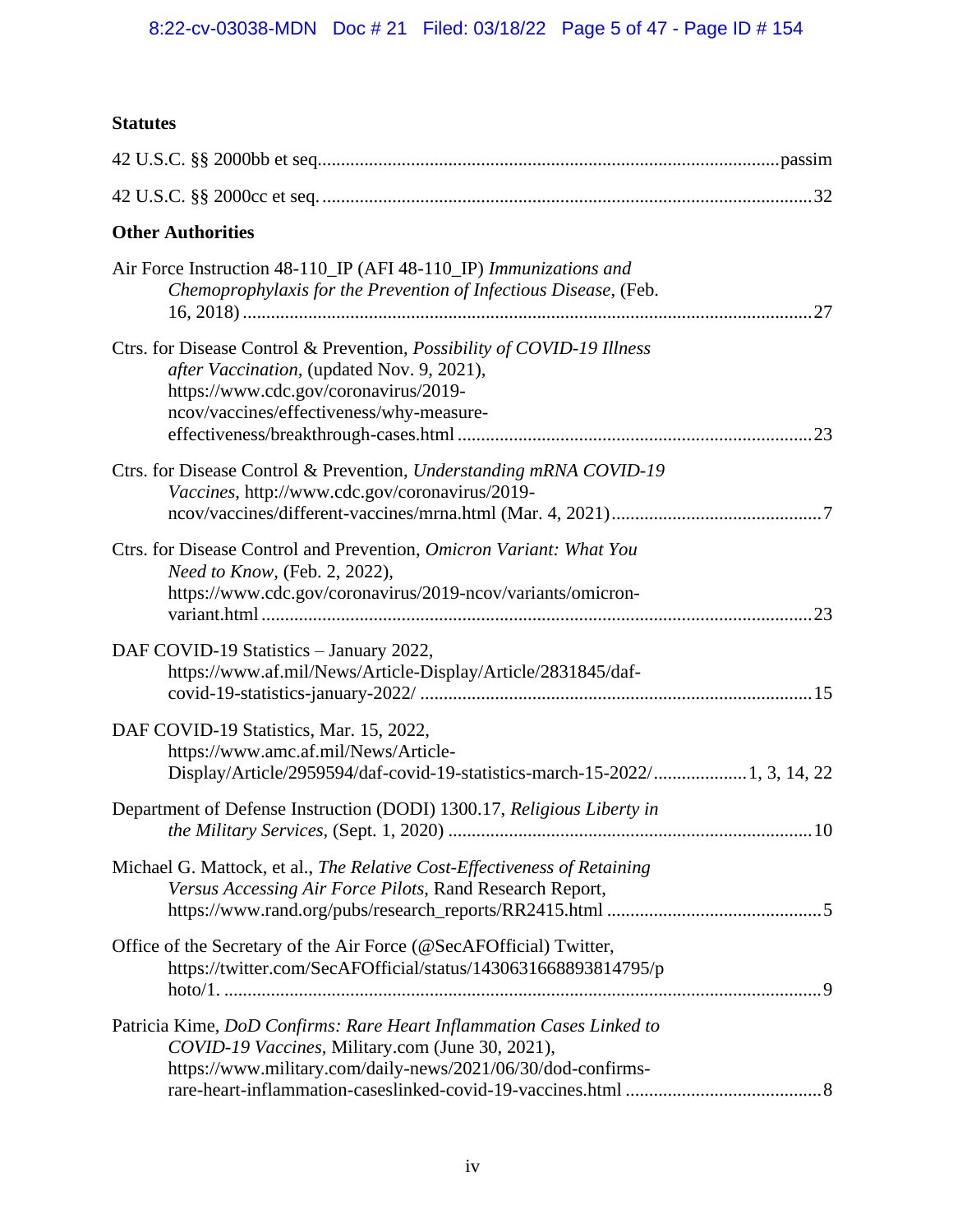**Statutes**

42 U.S.C. §§ 2000bb et seq. .................................................................................................passim

42 U.S.C. §§ 2000cc et seq. .......................................................................................................32

**Other Authorities**

Air Force Instruction 48-110_IP (AFI 48-110_IP) *Immunizations and Chemoprophylaxis for the Prevention of Infectious Disease*, (Feb. 16, 2018) .........................................................................................................................27

Ctrs. for Disease Control & Prevention, *Possibility of COVID-19 Illness after Vaccination*, (updated Nov. 9, 2021), https://www.cdc.gov/coronavirus/2019-ncov/vaccines/effectiveness/why-measure-effectiveness/breakthrough-cases.html ..........................................................................23

Ctrs. for Disease Control & Prevention, *Understanding mRNA COVID-19 Vaccines*, http://www.cdc.gov/coronavirus/2019-ncov/vaccines/different-vaccines/mrna.html (Mar. 4, 2021).............................................7

Ctrs. for Disease Control and Prevention, *Omicron Variant: What You Need to Know*, (Feb. 2, 2022), https://www.cdc.gov/coronavirus/2019-ncov/variants/omicron-variant.html .....................................................................................................................23

DAF COVID-19 Statistics – January 2022, https://www.af.mil/News/Article-Display/Article/2831845/daf-covid-19-statistics-january-2022/ ..................................................................................15

DAF COVID-19 Statistics, Mar. 15, 2022, https://www.amc.af.mil/News/Article-Display/Article/2959594/daf-covid-19-statistics-march-15-2022/....................1, 3, 14, 22

Department of Defense Instruction (DODI) 1300.17, *Religious Liberty in the Military Services*, (Sept. 1, 2020) .............................................................................10

Michael G. Mattock, et al., *The Relative Cost-Effectiveness of Retaining Versus Accessing Air Force Pilots*, Rand Research Report, https://www.rand.org/pubs/research_reports/RR2415.html .............................................5

Office of the Secretary of the Air Force (@SecAFOfficial) Twitter, https://twitter.com/SecAFOfficial/status/1430631668893814795/photo/1. ................................................................................................................9

Patricia Kime, *DoD Confirms: Rare Heart Inflammation Cases Linked to COVID-19 Vaccines*, Military.com (June 30, 2021), https://www.military.com/daily-news/2021/06/30/dod-confirms-rare-heart-inflammation-caseslinked-covid-19-vaccines.html .........................................8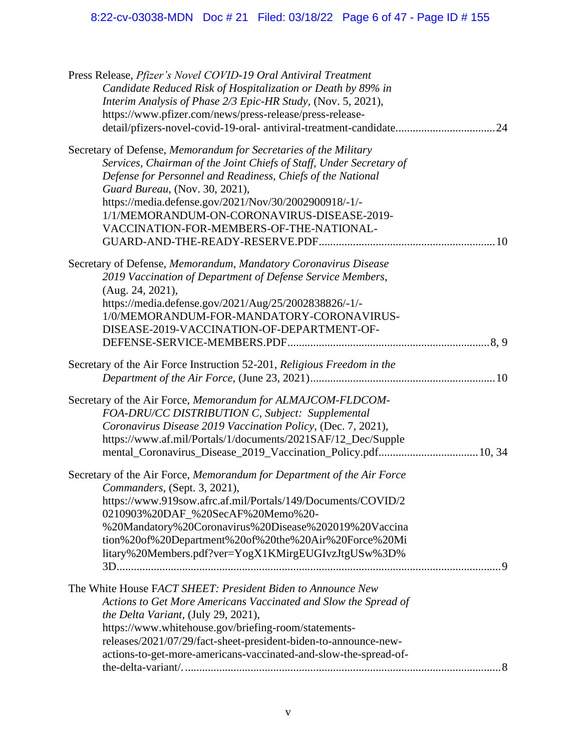Press Release, *Pfizer's Novel COVID-19 Oral Antiviral Treatment Candidate Reduced Risk of Hospitalization or Death by 89% in Interim Analysis of Phase 2/3 Epic-HR Study*, (Nov. 5, 2021), https://www.pfizer.com/news/press-release/press-release-detail/pfizers-novel-covid-19-oral- antiviral-treatment-candidate..................................24

Secretary of Defense, *Memorandum for Secretaries of the Military Services, Chairman of the Joint Chiefs of Staff, Under Secretary of Defense for Personnel and Readiness, Chiefs of the National Guard Bureau*, (Nov. 30, 2021), https://media.defense.gov/2021/Nov/30/2002900918/-1/-1/1/MEMORANDUM-ON-CORONAVIRUS-DISEASE-2019-VACCINATION-FOR-MEMBERS-OF-THE-NATIONAL-GUARD-AND-THE-READY-RESERVE.PDF.............................................................10

Secretary of Defense, *Memorandum, Mandatory Coronavirus Disease 2019 Vaccination of Department of Defense Service Members*, (Aug. 24, 2021), https://media.defense.gov/2021/Aug/25/2002838826/-1/-1/0/MEMORANDUM-FOR-MANDATORY-CORONAVIRUS-DISEASE-2019-VACCINATION-OF-DEPARTMENT-OF-DEFENSE-SERVICE-MEMBERS.PDF......................................................................8, 9

Secretary of the Air Force Instruction 52-201, *Religious Freedom in the Department of the Air Force*, (June 23, 2021)................................................................10

Secretary of the Air Force, *Memorandum for ALMAJCOM-FLDCOM-FOA-DRU/CC DISTRIBUTION C, Subject: Supplemental Coronavirus Disease 2019 Vaccination Policy*, (Dec. 7, 2021), https://www.af.mil/Portals/1/documents/2021SAF/12_Dec/Supplemental_Coronavirus_Disease_2019_Vaccination_Policy.pdf..................................10, 34

Secretary of the Air Force, *Memorandum for Department of the Air Force Commanders*, (Sept. 3, 2021), https://www.919sow.afrc.af.mil/Portals/149/Documents/COVID/20210903%20DAF_%20SecAF%20Memo%20-%20Mandatory%20Coronavirus%20Disease%202019%20Vaccination%20of%20Department%20of%20the%20Air%20Force%20Military%20Members.pdf?ver=YogX1KMirgEUGIvzJtgUSw%3D%3D.....................................................................................................................9

The White House F*ACT SHEET: President Biden to Announce New Actions to Get More Americans Vaccinated and Slow the Spread of the Delta Variant*, (July 29, 2021), https://www.whitehouse.gov/briefing-room/statements-releases/2021/07/29/fact-sheet-president-biden-to-announce-new-actions-to-get-more-americans-vaccinated-and-slow-the-spread-of-the-delta-variant/..............................................................................................................8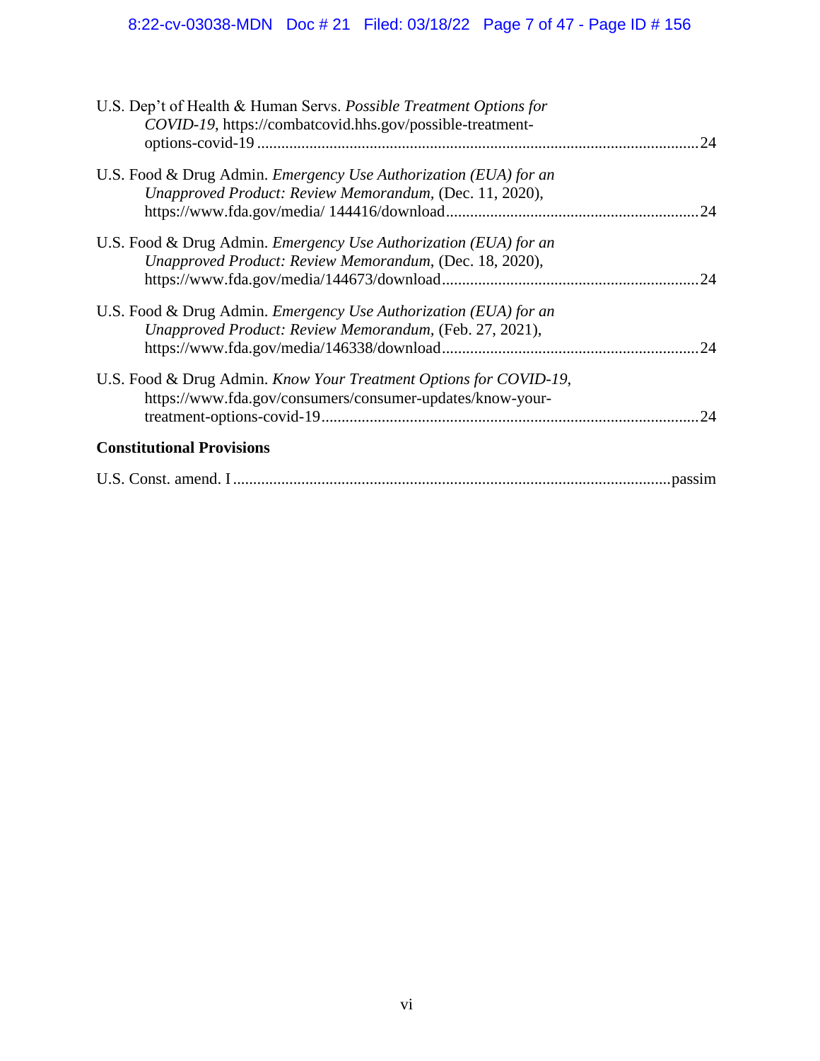U.S. Dep't of Health & Human Servs. *Possible Treatment Options for COVID-19*, https://combatcovid.hhs.gov/possible-treatment-options-covid-19 .......... 24

U.S. Food & Drug Admin. *Emergency Use Authorization (EUA) for an Unapproved Product: Review Memorandum*, (Dec. 11, 2020), https://www.fda.gov/media/ 144416/download .......... 24

U.S. Food & Drug Admin. *Emergency Use Authorization (EUA) for an Unapproved Product: Review Memorandum*, (Dec. 18, 2020), https://www.fda.gov/media/144673/download .......... 24

U.S. Food & Drug Admin. *Emergency Use Authorization (EUA) for an Unapproved Product: Review Memorandum*, (Feb. 27, 2021), https://www.fda.gov/media/146338/download .......... 24

U.S. Food & Drug Admin. *Know Your Treatment Options for COVID-19*, https://www.fda.gov/consumers/consumer-updates/know-your-treatment-options-covid-19 .......... 24

**Constitutional Provisions**

U.S. Const. amend. I .......... passim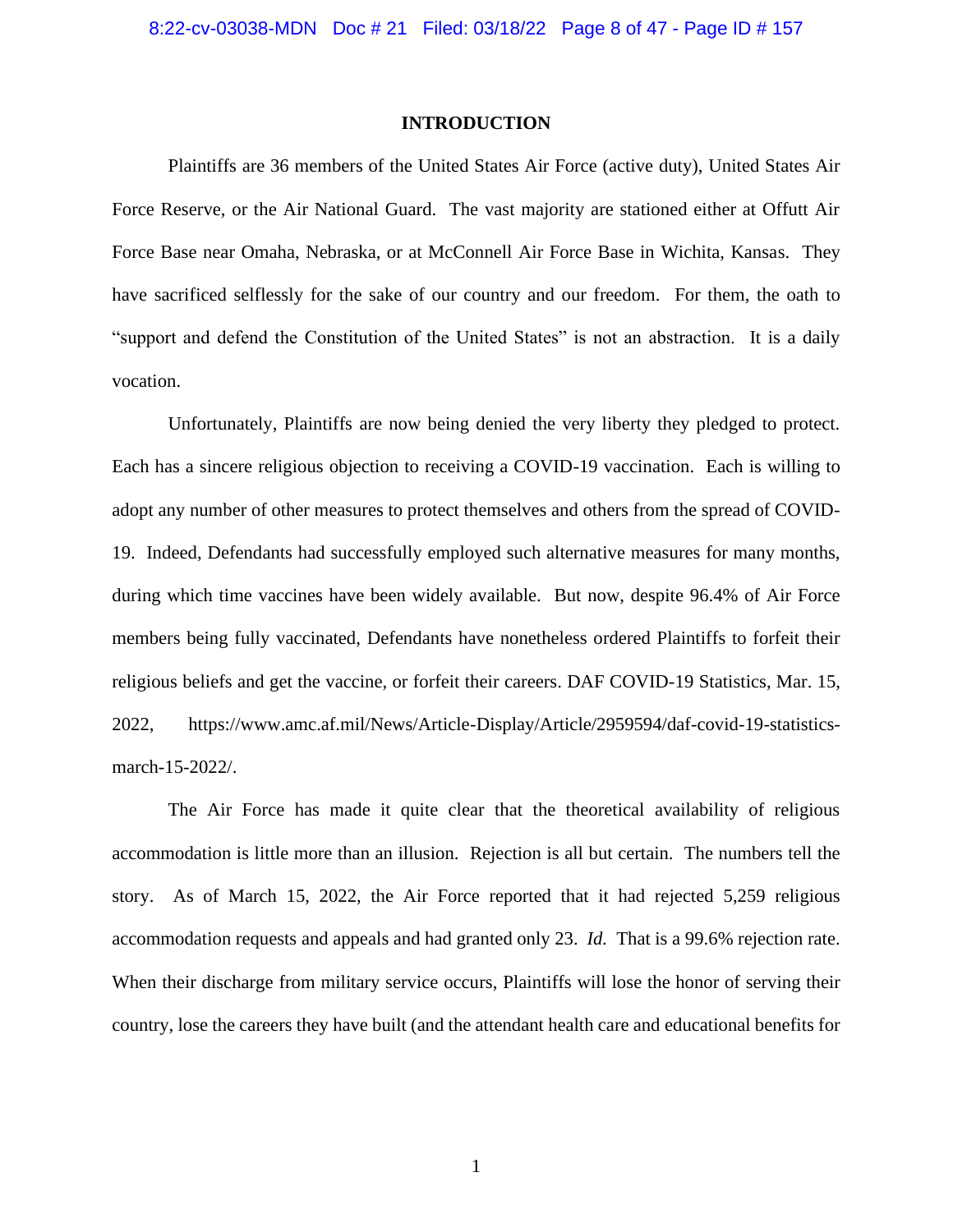# INTRODUCTION

Plaintiffs are 36 members of the United States Air Force (active duty), United States Air Force Reserve, or the Air National Guard. The vast majority are stationed either at Offutt Air Force Base near Omaha, Nebraska, or at McConnell Air Force Base in Wichita, Kansas. They have sacrificed selflessly for the sake of our country and our freedom. For them, the oath to "support and defend the Constitution of the United States" is not an abstraction. It is a daily vocation.

Unfortunately, Plaintiffs are now being denied the very liberty they pledged to protect. Each has a sincere religious objection to receiving a COVID-19 vaccination. Each is willing to adopt any number of other measures to protect themselves and others from the spread of COVID-19. Indeed, Defendants had successfully employed such alternative measures for many months, during which time vaccines have been widely available. But now, despite 96.4% of Air Force members being fully vaccinated, Defendants have nonetheless ordered Plaintiffs to forfeit their religious beliefs and get the vaccine, or forfeit their careers. DAF COVID-19 Statistics, Mar. 15, 2022, https://www.amc.af.mil/News/Article-Display/Article/2959594/daf-covid-19-statistics-march-15-2022/.

The Air Force has made it quite clear that the theoretical availability of religious accommodation is little more than an illusion. Rejection is all but certain. The numbers tell the story. As of March 15, 2022, the Air Force reported that it had rejected 5,259 religious accommodation requests and appeals and had granted only 23. *Id.* That is a 99.6% rejection rate. When their discharge from military service occurs, Plaintiffs will lose the honor of serving their country, lose the careers they have built (and the attendant health care and educational benefits for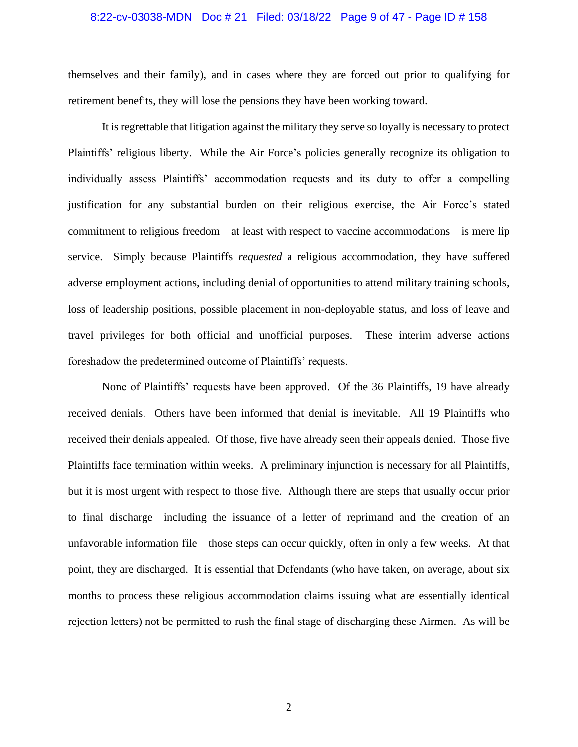themselves and their family), and in cases where they are forced out prior to qualifying for retirement benefits, they will lose the pensions they have been working toward.

It is regrettable that litigation against the military they serve so loyally is necessary to protect Plaintiffs' religious liberty. While the Air Force's policies generally recognize its obligation to individually assess Plaintiffs' accommodation requests and its duty to offer a compelling justification for any substantial burden on their religious exercise, the Air Force's stated commitment to religious freedom—at least with respect to vaccine accommodations—is mere lip service. Simply because Plaintiffs *requested* a religious accommodation, they have suffered adverse employment actions, including denial of opportunities to attend military training schools, loss of leadership positions, possible placement in non-deployable status, and loss of leave and travel privileges for both official and unofficial purposes. These interim adverse actions foreshadow the predetermined outcome of Plaintiffs' requests.

None of Plaintiffs' requests have been approved. Of the 36 Plaintiffs, 19 have already received denials. Others have been informed that denial is inevitable. All 19 Plaintiffs who received their denials appealed. Of those, five have already seen their appeals denied. Those five Plaintiffs face termination within weeks. A preliminary injunction is necessary for all Plaintiffs, but it is most urgent with respect to those five. Although there are steps that usually occur prior to final discharge—including the issuance of a letter of reprimand and the creation of an unfavorable information file—those steps can occur quickly, often in only a few weeks. At that point, they are discharged. It is essential that Defendants (who have taken, on average, about six months to process these religious accommodation claims issuing what are essentially identical rejection letters) not be permitted to rush the final stage of discharging these Airmen. As will be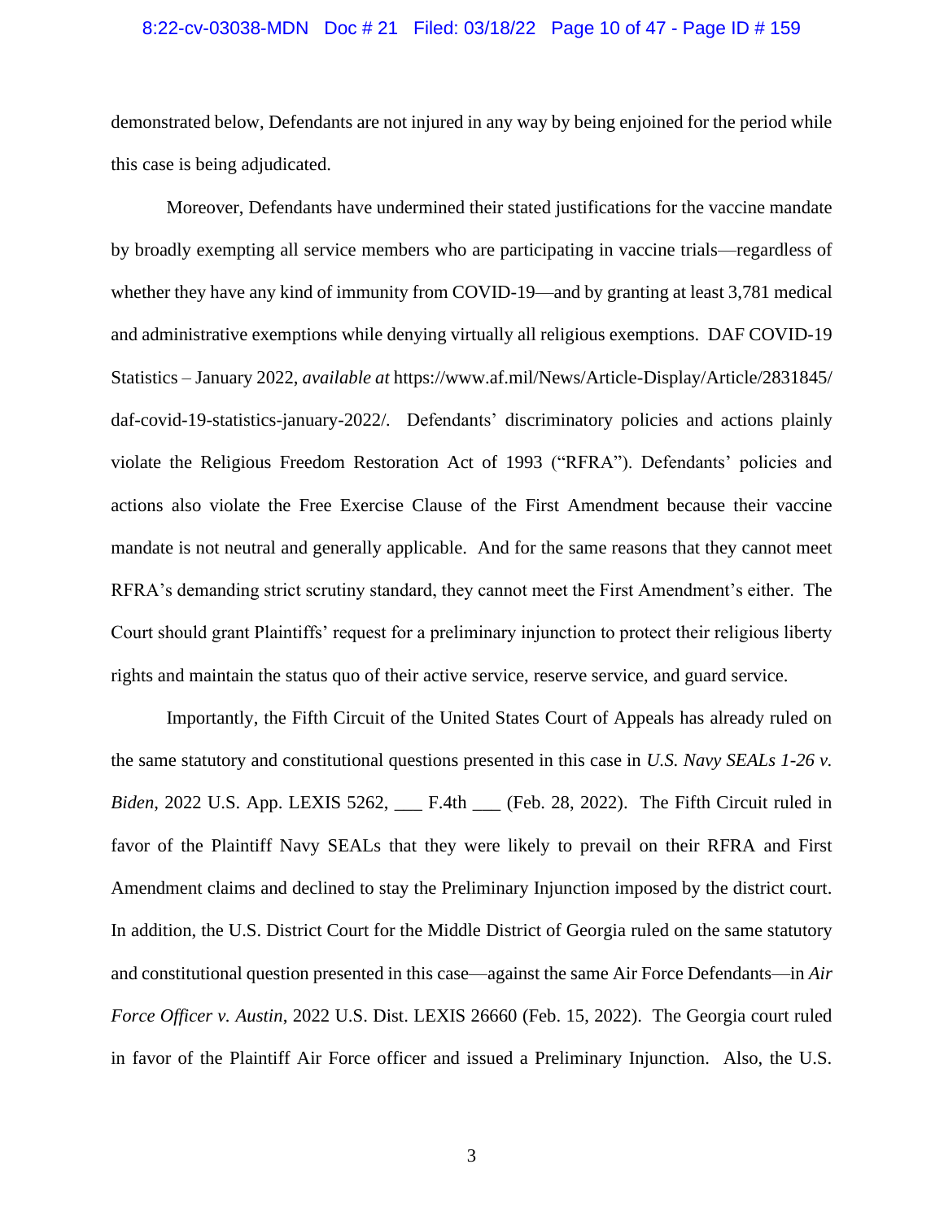demonstrated below, Defendants are not injured in any way by being enjoined for the period while this case is being adjudicated.

Moreover, Defendants have undermined their stated justifications for the vaccine mandate by broadly exempting all service members who are participating in vaccine trials—regardless of whether they have any kind of immunity from COVID-19—and by granting at least 3,781 medical and administrative exemptions while denying virtually all religious exemptions. DAF COVID-19 Statistics – January 2022, *available at* https://www.af.mil/News/Article-Display/Article/2831845/daf-covid-19-statistics-january-2022/. Defendants' discriminatory policies and actions plainly violate the Religious Freedom Restoration Act of 1993 ("RFRA"). Defendants' policies and actions also violate the Free Exercise Clause of the First Amendment because their vaccine mandate is not neutral and generally applicable. And for the same reasons that they cannot meet RFRA's demanding strict scrutiny standard, they cannot meet the First Amendment's either. The Court should grant Plaintiffs' request for a preliminary injunction to protect their religious liberty rights and maintain the status quo of their active service, reserve service, and guard service.

Importantly, the Fifth Circuit of the United States Court of Appeals has already ruled on the same statutory and constitutional questions presented in this case in *U.S. Navy SEALs 1-26 v. Biden*, 2022 U.S. App. LEXIS 5262, ___ F.4th ___ (Feb. 28, 2022). The Fifth Circuit ruled in favor of the Plaintiff Navy SEALs that they were likely to prevail on their RFRA and First Amendment claims and declined to stay the Preliminary Injunction imposed by the district court. In addition, the U.S. District Court for the Middle District of Georgia ruled on the same statutory and constitutional question presented in this case—against the same Air Force Defendants—in *Air Force Officer v. Austin*, 2022 U.S. Dist. LEXIS 26660 (Feb. 15, 2022). The Georgia court ruled in favor of the Plaintiff Air Force officer and issued a Preliminary Injunction. Also, the U.S.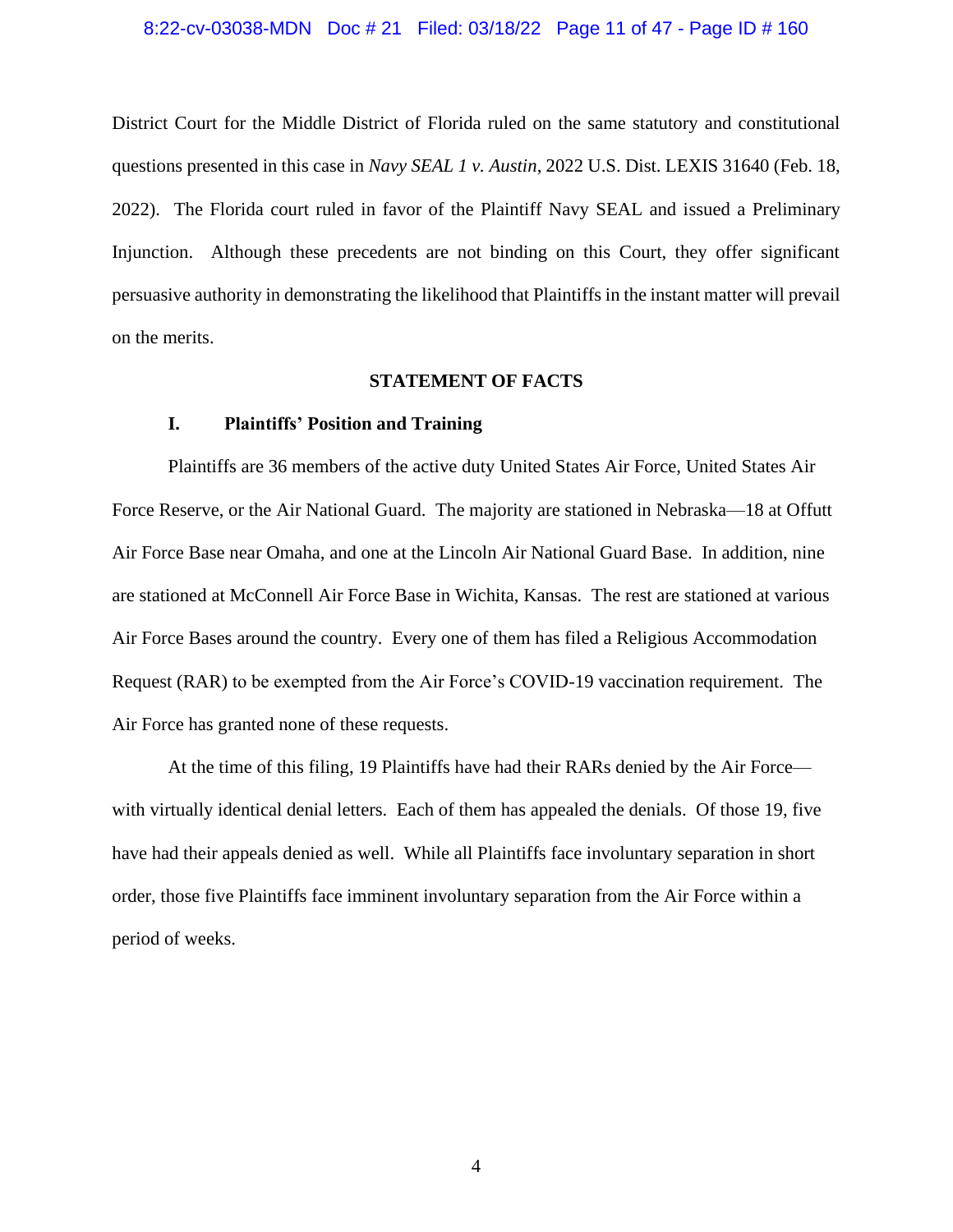District Court for the Middle District of Florida ruled on the same statutory and constitutional questions presented in this case in *Navy SEAL 1 v. Austin*, 2022 U.S. Dist. LEXIS 31640 (Feb. 18, 2022). The Florida court ruled in favor of the Plaintiff Navy SEAL and issued a Preliminary Injunction. Although these precedents are not binding on this Court, they offer significant persuasive authority in demonstrating the likelihood that Plaintiffs in the instant matter will prevail on the merits.

## STATEMENT OF FACTS

### I. Plaintiffs' Position and Training

Plaintiffs are 36 members of the active duty United States Air Force, United States Air Force Reserve, or the Air National Guard. The majority are stationed in Nebraska—18 at Offutt Air Force Base near Omaha, and one at the Lincoln Air National Guard Base. In addition, nine are stationed at McConnell Air Force Base in Wichita, Kansas. The rest are stationed at various Air Force Bases around the country. Every one of them has filed a Religious Accommodation Request (RAR) to be exempted from the Air Force's COVID-19 vaccination requirement. The Air Force has granted none of these requests.

At the time of this filing, 19 Plaintiffs have had their RARs denied by the Air Force—with virtually identical denial letters. Each of them has appealed the denials. Of those 19, five have had their appeals denied as well. While all Plaintiffs face involuntary separation in short order, those five Plaintiffs face imminent involuntary separation from the Air Force within a period of weeks.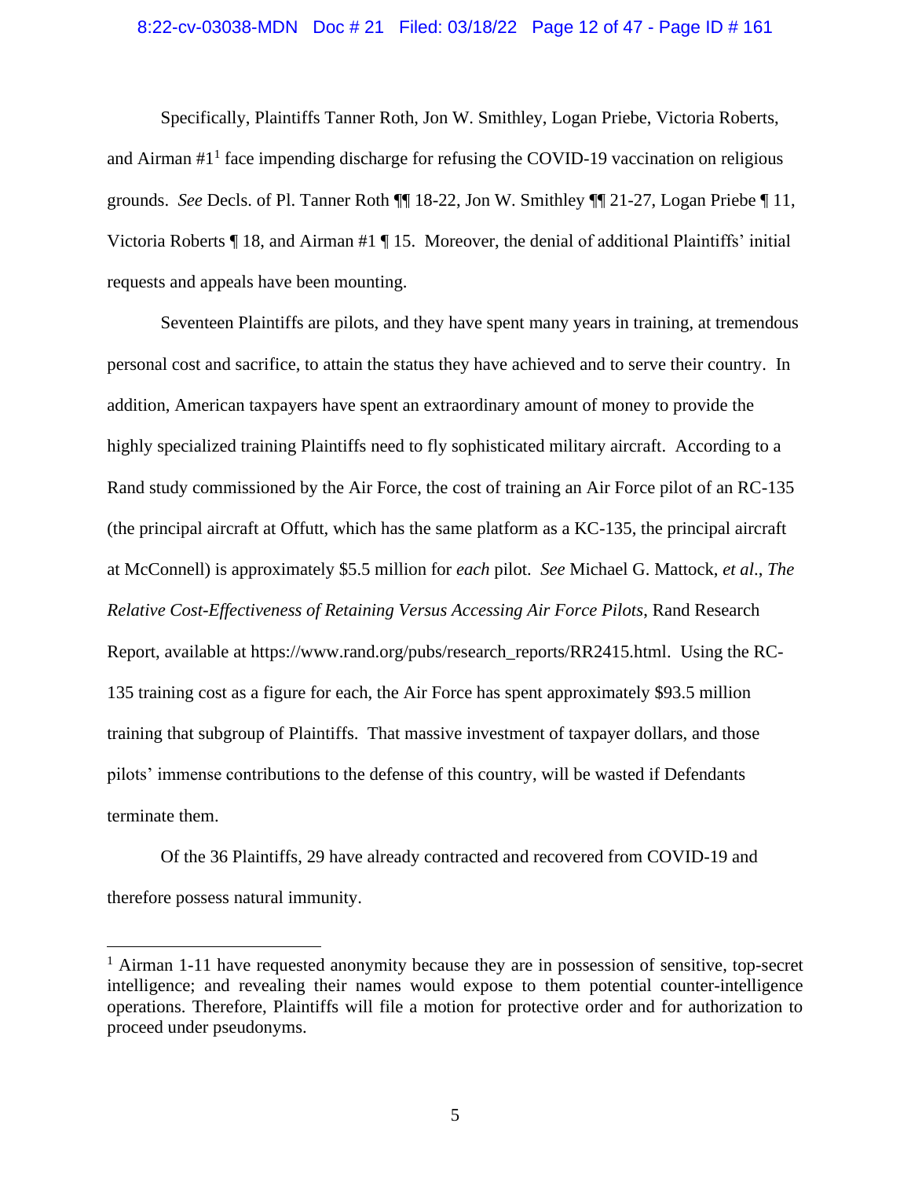Specifically, Plaintiffs Tanner Roth, Jon W. Smithley, Logan Priebe, Victoria Roberts, and Airman #1[1] face impending discharge for refusing the COVID-19 vaccination on religious grounds. *See* Decls. of Pl. Tanner Roth ¶¶ 18-22, Jon W. Smithley ¶¶ 21-27, Logan Priebe ¶ 11, Victoria Roberts ¶ 18, and Airman #1 ¶ 15. Moreover, the denial of additional Plaintiffs' initial requests and appeals have been mounting.

Seventeen Plaintiffs are pilots, and they have spent many years in training, at tremendous personal cost and sacrifice, to attain the status they have achieved and to serve their country. In addition, American taxpayers have spent an extraordinary amount of money to provide the highly specialized training Plaintiffs need to fly sophisticated military aircraft. According to a Rand study commissioned by the Air Force, the cost of training an Air Force pilot of an RC-135 (the principal aircraft at Offutt, which has the same platform as a KC-135, the principal aircraft at McConnell) is approximately $5.5 million for *each* pilot. *See* Michael G. Mattock, *et al*., *The Relative Cost-Effectiveness of Retaining Versus Accessing Air Force Pilots*, Rand Research Report, available at https://www.rand.org/pubs/research_reports/RR2415.html. Using the RC-135 training cost as a figure for each, the Air Force has spent approximately $93.5 million training that subgroup of Plaintiffs. That massive investment of taxpayer dollars, and those pilots' immense contributions to the defense of this country, will be wasted if Defendants terminate them.

Of the 36 Plaintiffs, 29 have already contracted and recovered from COVID-19 and therefore possess natural immunity.

---

[1] Airman 1-11 have requested anonymity because they are in possession of sensitive, top-secret intelligence; and revealing their names would expose to them potential counter-intelligence operations. Therefore, Plaintiffs will file a motion for protective order and for authorization to proceed under pseudonyms.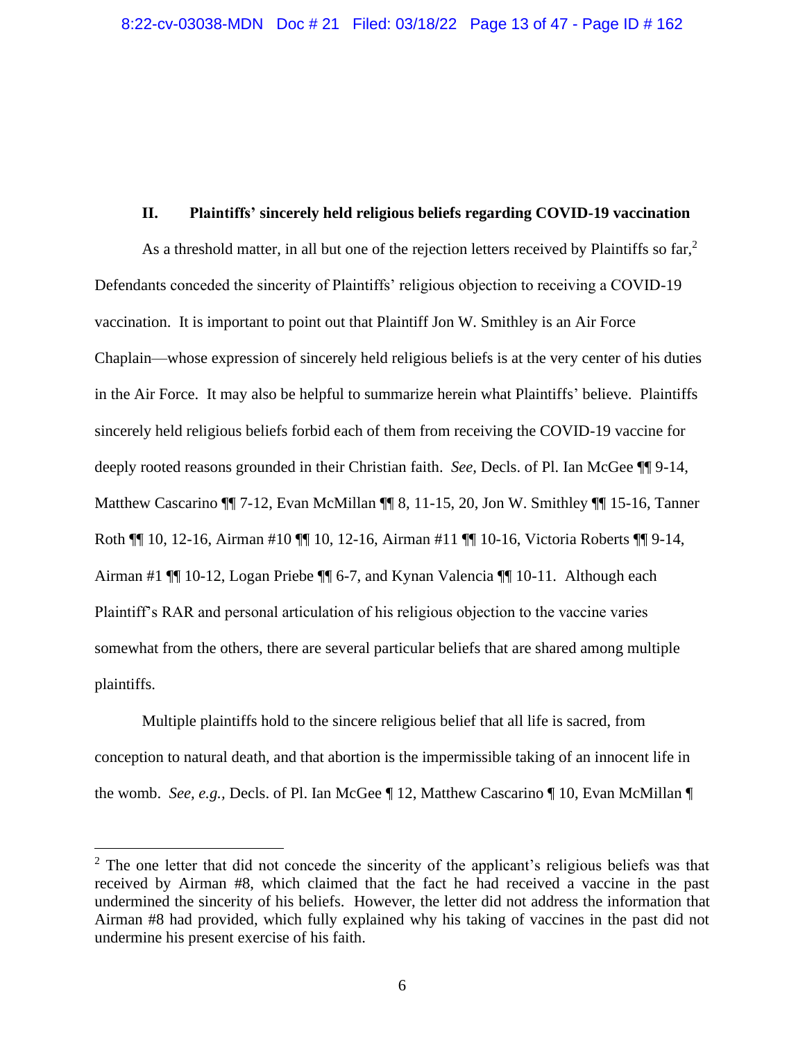## II. Plaintiffs' sincerely held religious beliefs regarding COVID-19 vaccination

As a threshold matter, in all but one of the rejection letters received by Plaintiffs so far,[2] Defendants conceded the sincerity of Plaintiffs' religious objection to receiving a COVID-19 vaccination. It is important to point out that Plaintiff Jon W. Smithley is an Air Force Chaplain—whose expression of sincerely held religious beliefs is at the very center of his duties in the Air Force. It may also be helpful to summarize herein what Plaintiffs' believe. Plaintiffs sincerely held religious beliefs forbid each of them from receiving the COVID-19 vaccine for deeply rooted reasons grounded in their Christian faith. *See,* Decls. of Pl. Ian McGee ¶¶ 9-14, Matthew Cascarino ¶¶ 7-12, Evan McMillan ¶¶ 8, 11-15, 20, Jon W. Smithley ¶¶ 15-16, Tanner Roth ¶¶ 10, 12-16, Airman #10 ¶¶ 10, 12-16, Airman #11 ¶¶ 10-16, Victoria Roberts ¶¶ 9-14, Airman #1 ¶¶ 10-12, Logan Priebe ¶¶ 6-7, and Kynan Valencia ¶¶ 10-11. Although each Plaintiff's RAR and personal articulation of his religious objection to the vaccine varies somewhat from the others, there are several particular beliefs that are shared among multiple plaintiffs.

Multiple plaintiffs hold to the sincere religious belief that all life is sacred, from conception to natural death, and that abortion is the impermissible taking of an innocent life in the womb. *See, e.g.,* Decls. of Pl. Ian McGee ¶ 12, Matthew Cascarino ¶ 10, Evan McMillan ¶

[2] The one letter that did not concede the sincerity of the applicant's religious beliefs was that received by Airman #8, which claimed that the fact he had received a vaccine in the past undermined the sincerity of his beliefs. However, the letter did not address the information that Airman #8 had provided, which fully explained why his taking of vaccines in the past did not undermine his present exercise of his faith.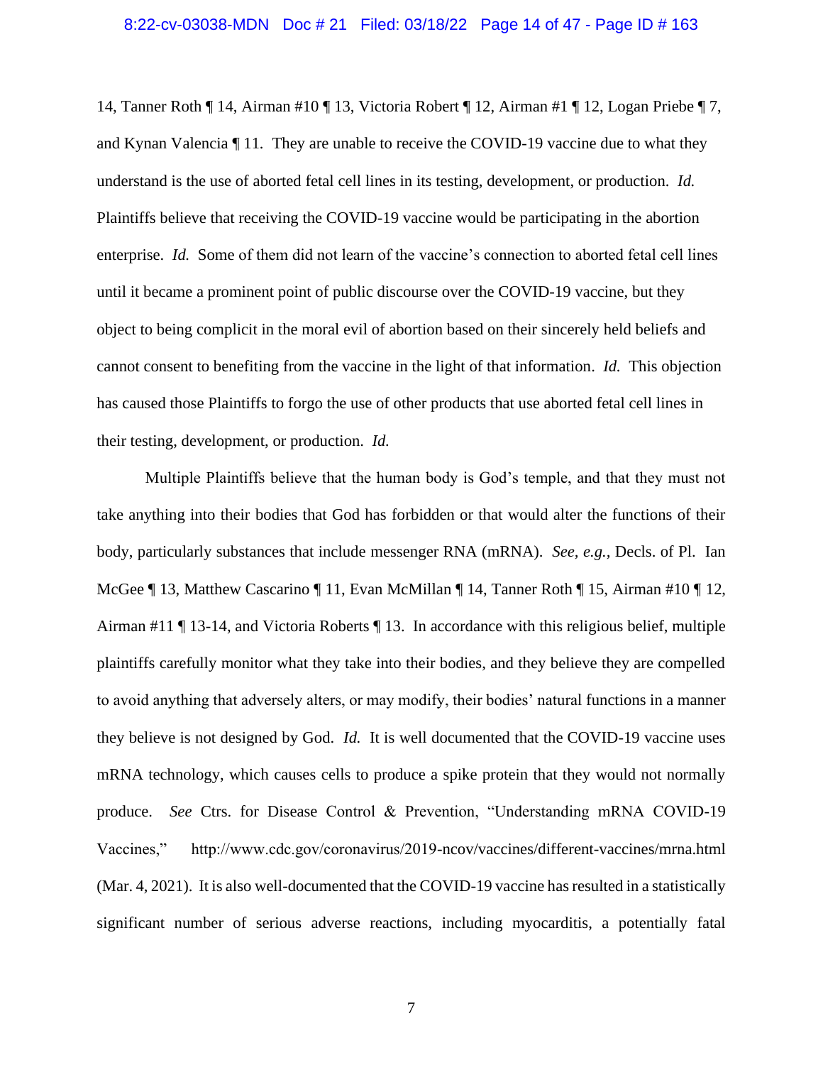14, Tanner Roth ¶ 14, Airman #10 ¶ 13, Victoria Robert ¶ 12, Airman #1 ¶ 12, Logan Priebe ¶ 7, and Kynan Valencia ¶ 11. They are unable to receive the COVID-19 vaccine due to what they understand is the use of aborted fetal cell lines in its testing, development, or production. *Id.* Plaintiffs believe that receiving the COVID-19 vaccine would be participating in the abortion enterprise. *Id.* Some of them did not learn of the vaccine's connection to aborted fetal cell lines until it became a prominent point of public discourse over the COVID-19 vaccine, but they object to being complicit in the moral evil of abortion based on their sincerely held beliefs and cannot consent to benefiting from the vaccine in the light of that information. *Id.* This objection has caused those Plaintiffs to forgo the use of other products that use aborted fetal cell lines in their testing, development, or production. *Id.*

Multiple Plaintiffs believe that the human body is God's temple, and that they must not take anything into their bodies that God has forbidden or that would alter the functions of their body, particularly substances that include messenger RNA (mRNA). *See, e.g.*, Decls. of Pl. Ian McGee ¶ 13, Matthew Cascarino ¶ 11, Evan McMillan ¶ 14, Tanner Roth ¶ 15, Airman #10 ¶ 12, Airman #11 ¶ 13-14, and Victoria Roberts ¶ 13. In accordance with this religious belief, multiple plaintiffs carefully monitor what they take into their bodies, and they believe they are compelled to avoid anything that adversely alters, or may modify, their bodies' natural functions in a manner they believe is not designed by God. *Id.* It is well documented that the COVID-19 vaccine uses mRNA technology, which causes cells to produce a spike protein that they would not normally produce. *See* Ctrs. for Disease Control & Prevention, "Understanding mRNA COVID-19 Vaccines," http://www.cdc.gov/coronavirus/2019-ncov/vaccines/different-vaccines/mrna.html (Mar. 4, 2021). It is also well-documented that the COVID-19 vaccine has resulted in a statistically significant number of serious adverse reactions, including myocarditis, a potentially fatal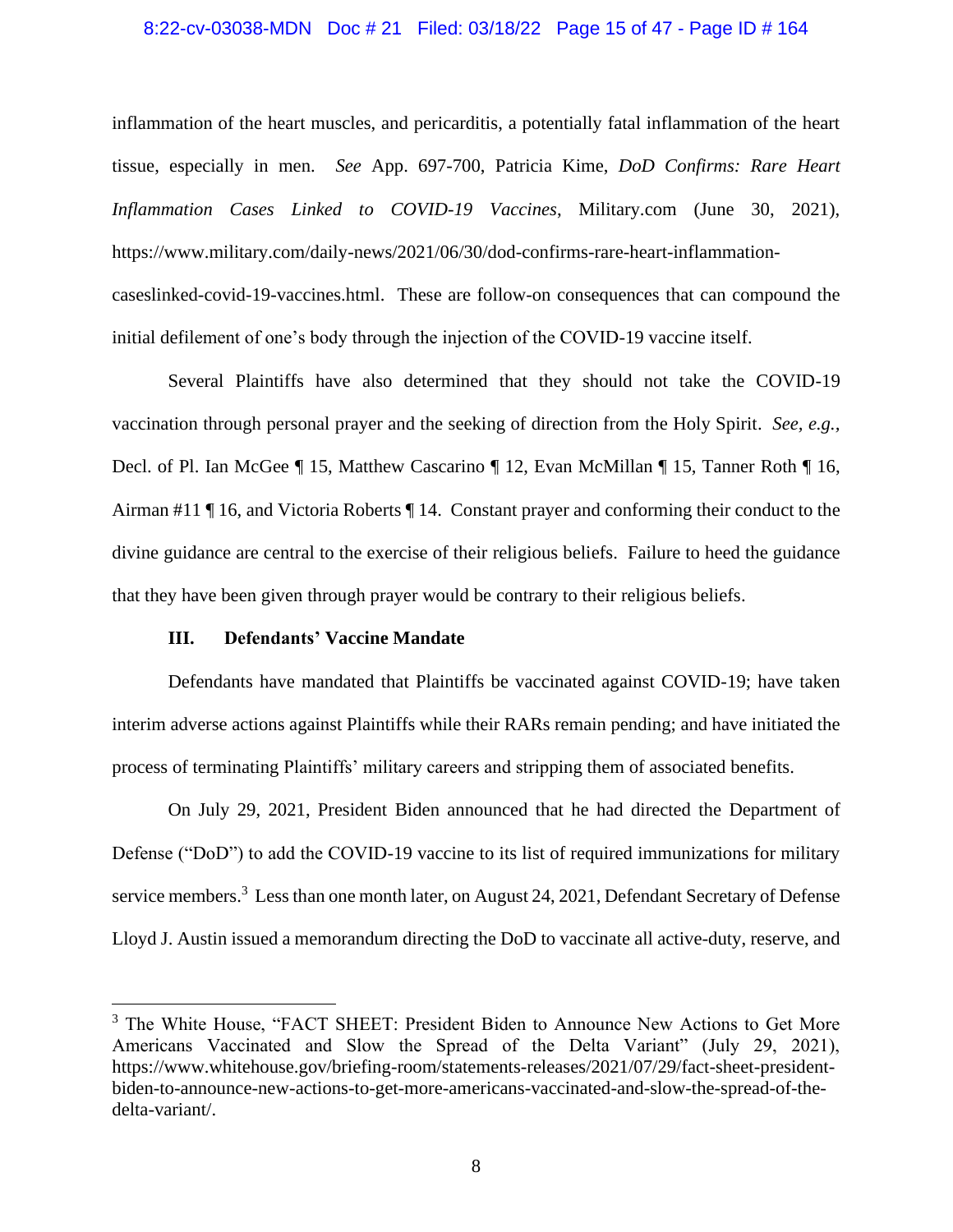inflammation of the heart muscles, and pericarditis, a potentially fatal inflammation of the heart tissue, especially in men. *See* App. 697-700, Patricia Kime, *DoD Confirms: Rare Heart Inflammation Cases Linked to COVID-19 Vaccines*, Military.com (June 30, 2021), https://www.military.com/daily-news/2021/06/30/dod-confirms-rare-heart-inflammation-caseslinked-covid-19-vaccines.html. These are follow-on consequences that can compound the initial defilement of one's body through the injection of the COVID-19 vaccine itself.

Several Plaintiffs have also determined that they should not take the COVID-19 vaccination through personal prayer and the seeking of direction from the Holy Spirit. *See, e.g.*, Decl. of Pl. Ian McGee ¶ 15, Matthew Cascarino ¶ 12, Evan McMillan ¶ 15, Tanner Roth ¶ 16, Airman #11 ¶ 16, and Victoria Roberts ¶ 14. Constant prayer and conforming their conduct to the divine guidance are central to the exercise of their religious beliefs. Failure to heed the guidance that they have been given through prayer would be contrary to their religious beliefs.

## III. Defendants' Vaccine Mandate

Defendants have mandated that Plaintiffs be vaccinated against COVID-19; have taken interim adverse actions against Plaintiffs while their RARs remain pending; and have initiated the process of terminating Plaintiffs' military careers and stripping them of associated benefits.

On July 29, 2021, President Biden announced that he had directed the Department of Defense ("DoD") to add the COVID-19 vaccine to its list of required immunizations for military service members.[3] Less than one month later, on August 24, 2021, Defendant Secretary of Defense Lloyd J. Austin issued a memorandum directing the DoD to vaccinate all active-duty, reserve, and

[3] The White House, "FACT SHEET: President Biden to Announce New Actions to Get More Americans Vaccinated and Slow the Spread of the Delta Variant" (July 29, 2021), https://www.whitehouse.gov/briefing-room/statements-releases/2021/07/29/fact-sheet-president-biden-to-announce-new-actions-to-get-more-americans-vaccinated-and-slow-the-spread-of-the-delta-variant/.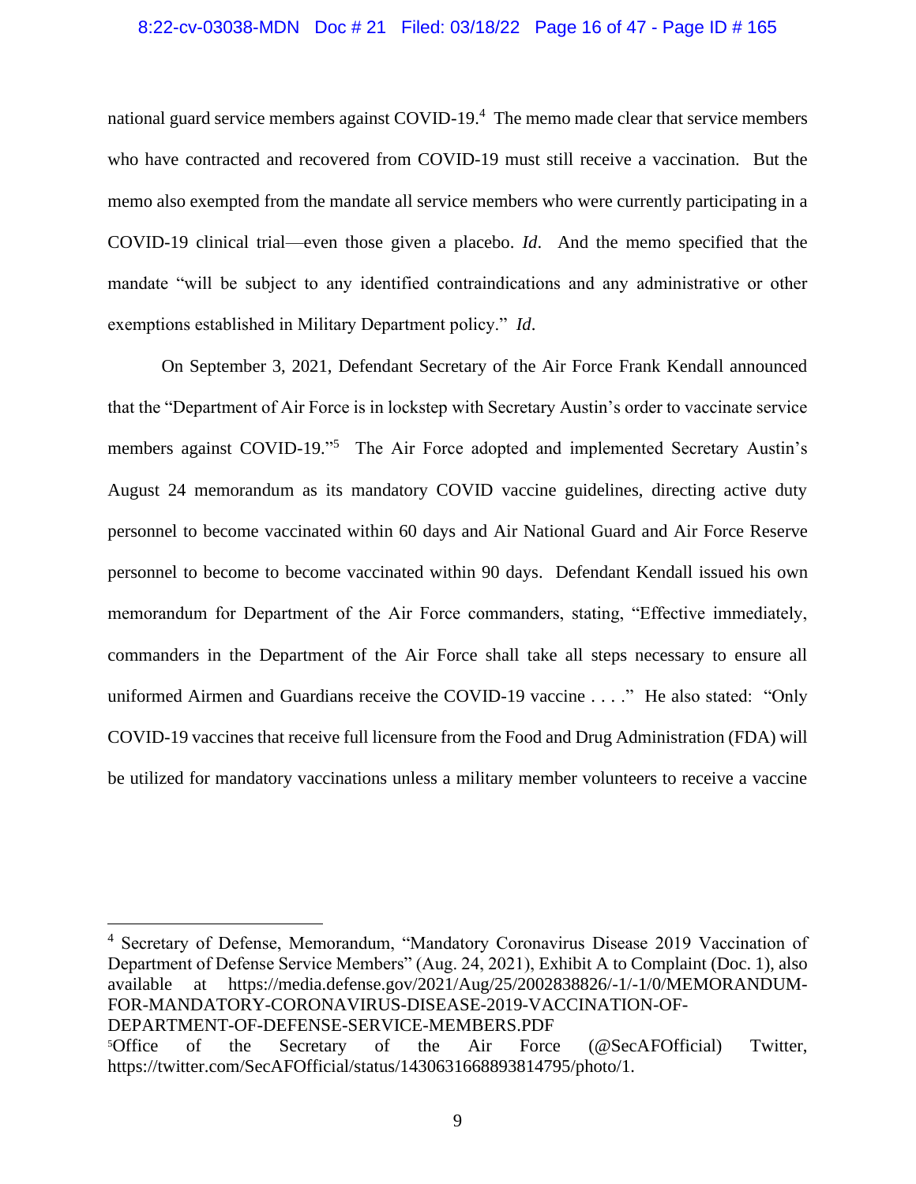national guard service members against COVID-19.[4] The memo made clear that service members who have contracted and recovered from COVID-19 must still receive a vaccination. But the memo also exempted from the mandate all service members who were currently participating in a COVID-19 clinical trial—even those given a placebo. *Id*. And the memo specified that the mandate "will be subject to any identified contraindications and any administrative or other exemptions established in Military Department policy." *Id*.

On September 3, 2021, Defendant Secretary of the Air Force Frank Kendall announced that the "Department of Air Force is in lockstep with Secretary Austin's order to vaccinate service members against COVID-19."[5] The Air Force adopted and implemented Secretary Austin's August 24 memorandum as its mandatory COVID vaccine guidelines, directing active duty personnel to become vaccinated within 60 days and Air National Guard and Air Force Reserve personnel to become to become vaccinated within 90 days. Defendant Kendall issued his own memorandum for Department of the Air Force commanders, stating, "Effective immediately, commanders in the Department of the Air Force shall take all steps necessary to ensure all uniformed Airmen and Guardians receive the COVID-19 vaccine . . . ." He also stated: "Only COVID-19 vaccines that receive full licensure from the Food and Drug Administration (FDA) will be utilized for mandatory vaccinations unless a military member volunteers to receive a vaccine

---

[4] Secretary of Defense, Memorandum, "Mandatory Coronavirus Disease 2019 Vaccination of Department of Defense Service Members" (Aug. 24, 2021), Exhibit A to Complaint (Doc. 1), also available at https://media.defense.gov/2021/Aug/25/2002838826/-1/-1/0/MEMORANDUM-FOR-MANDATORY-CORONAVIRUS-DISEASE-2019-VACCINATION-OF-DEPARTMENT-OF-DEFENSE-SERVICE-MEMBERS.PDF

[5] Office of the Secretary of the Air Force (@SecAFOfficial) Twitter, https://twitter.com/SecAFOfficial/status/1430631668893814795/photo/1.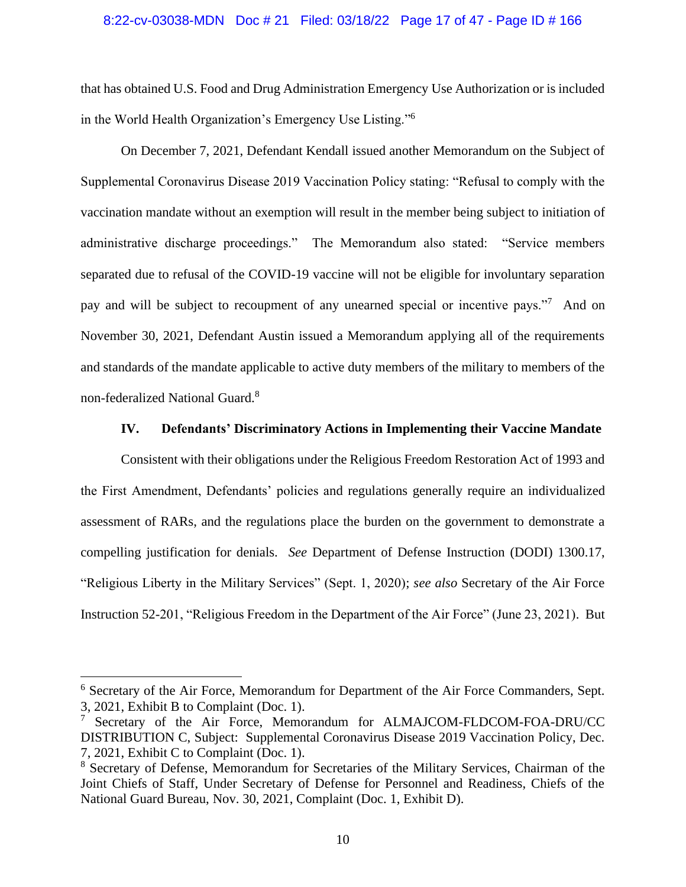that has obtained U.S. Food and Drug Administration Emergency Use Authorization or is included in the World Health Organization's Emergency Use Listing."[6]

On December 7, 2021, Defendant Kendall issued another Memorandum on the Subject of Supplemental Coronavirus Disease 2019 Vaccination Policy stating: "Refusal to comply with the vaccination mandate without an exemption will result in the member being subject to initiation of administrative discharge proceedings." The Memorandum also stated: "Service members separated due to refusal of the COVID-19 vaccine will not be eligible for involuntary separation pay and will be subject to recoupment of any unearned special or incentive pays."[7] And on November 30, 2021, Defendant Austin issued a Memorandum applying all of the requirements and standards of the mandate applicable to active duty members of the military to members of the non-federalized National Guard.[8]

### IV. Defendants' Discriminatory Actions in Implementing their Vaccine Mandate

Consistent with their obligations under the Religious Freedom Restoration Act of 1993 and the First Amendment, Defendants' policies and regulations generally require an individualized assessment of RARs, and the regulations place the burden on the government to demonstrate a compelling justification for denials. *See* Department of Defense Instruction (DODI) 1300.17, "Religious Liberty in the Military Services" (Sept. 1, 2020); *see also* Secretary of the Air Force Instruction 52-201, "Religious Freedom in the Department of the Air Force" (June 23, 2021). But

---

[6] Secretary of the Air Force, Memorandum for Department of the Air Force Commanders, Sept. 3, 2021, Exhibit B to Complaint (Doc. 1).

[7] Secretary of the Air Force, Memorandum for ALMAJCOM-FLDCOM-FOA-DRU/CC DISTRIBUTION C, Subject: Supplemental Coronavirus Disease 2019 Vaccination Policy, Dec. 7, 2021, Exhibit C to Complaint (Doc. 1).

[8] Secretary of Defense, Memorandum for Secretaries of the Military Services, Chairman of the Joint Chiefs of Staff, Under Secretary of Defense for Personnel and Readiness, Chiefs of the National Guard Bureau, Nov. 30, 2021, Complaint (Doc. 1, Exhibit D).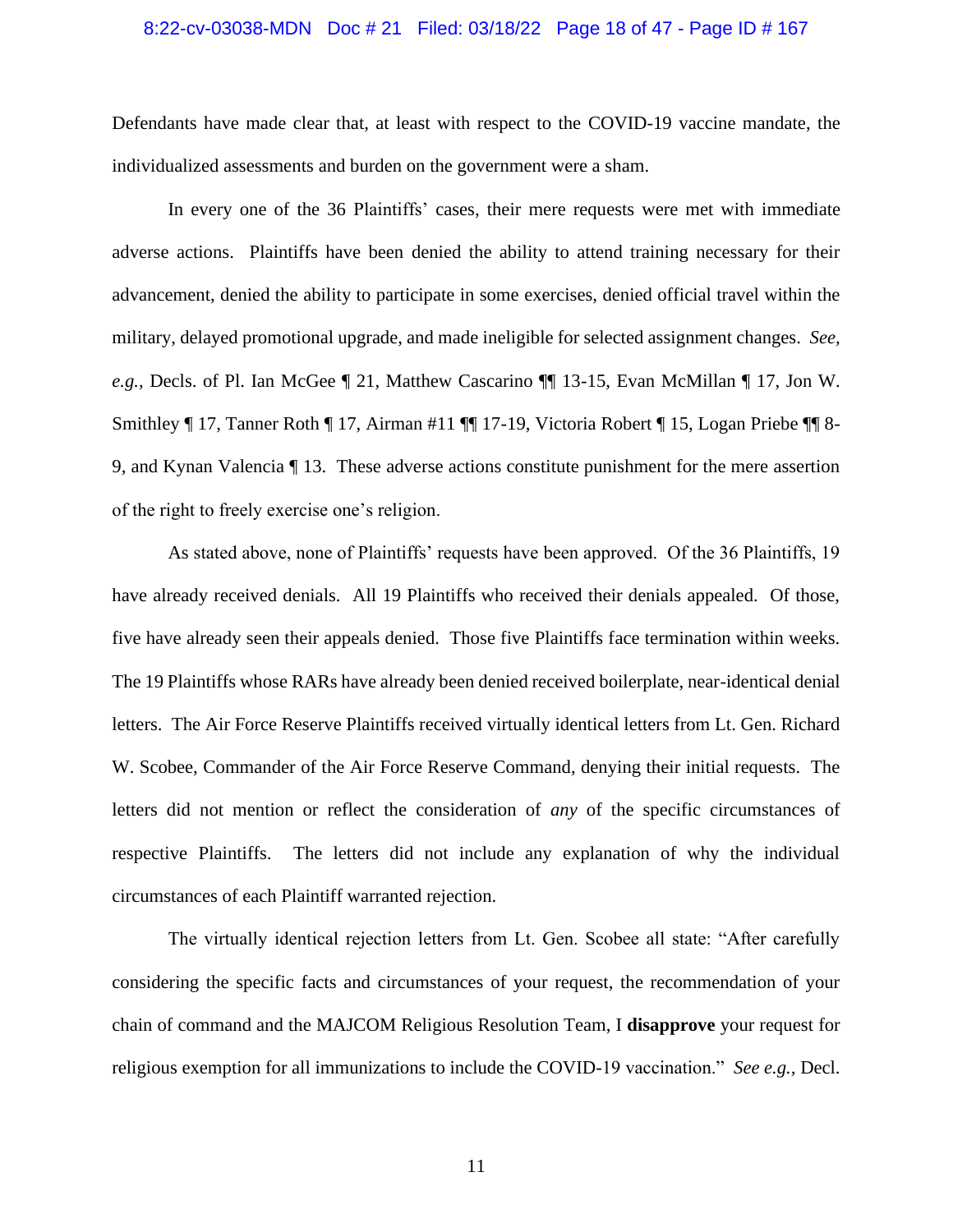Defendants have made clear that, at least with respect to the COVID-19 vaccine mandate, the individualized assessments and burden on the government were a sham.

In every one of the 36 Plaintiffs' cases, their mere requests were met with immediate adverse actions. Plaintiffs have been denied the ability to attend training necessary for their advancement, denied the ability to participate in some exercises, denied official travel within the military, delayed promotional upgrade, and made ineligible for selected assignment changes. *See, e.g.,* Decls. of Pl. Ian McGee ¶ 21, Matthew Cascarino ¶¶ 13-15, Evan McMillan ¶ 17, Jon W. Smithley ¶ 17, Tanner Roth ¶ 17, Airman #11 ¶¶ 17-19, Victoria Robert ¶ 15, Logan Priebe ¶¶ 8-9, and Kynan Valencia ¶ 13. These adverse actions constitute punishment for the mere assertion of the right to freely exercise one's religion.

As stated above, none of Plaintiffs' requests have been approved. Of the 36 Plaintiffs, 19 have already received denials. All 19 Plaintiffs who received their denials appealed. Of those, five have already seen their appeals denied. Those five Plaintiffs face termination within weeks. The 19 Plaintiffs whose RARs have already been denied received boilerplate, near-identical denial letters. The Air Force Reserve Plaintiffs received virtually identical letters from Lt. Gen. Richard W. Scobee, Commander of the Air Force Reserve Command, denying their initial requests. The letters did not mention or reflect the consideration of *any* of the specific circumstances of respective Plaintiffs. The letters did not include any explanation of why the individual circumstances of each Plaintiff warranted rejection.

The virtually identical rejection letters from Lt. Gen. Scobee all state: "After carefully considering the specific facts and circumstances of your request, the recommendation of your chain of command and the MAJCOM Religious Resolution Team, I **disapprove** your request for religious exemption for all immunizations to include the COVID-19 vaccination." *See e.g.,* Decl.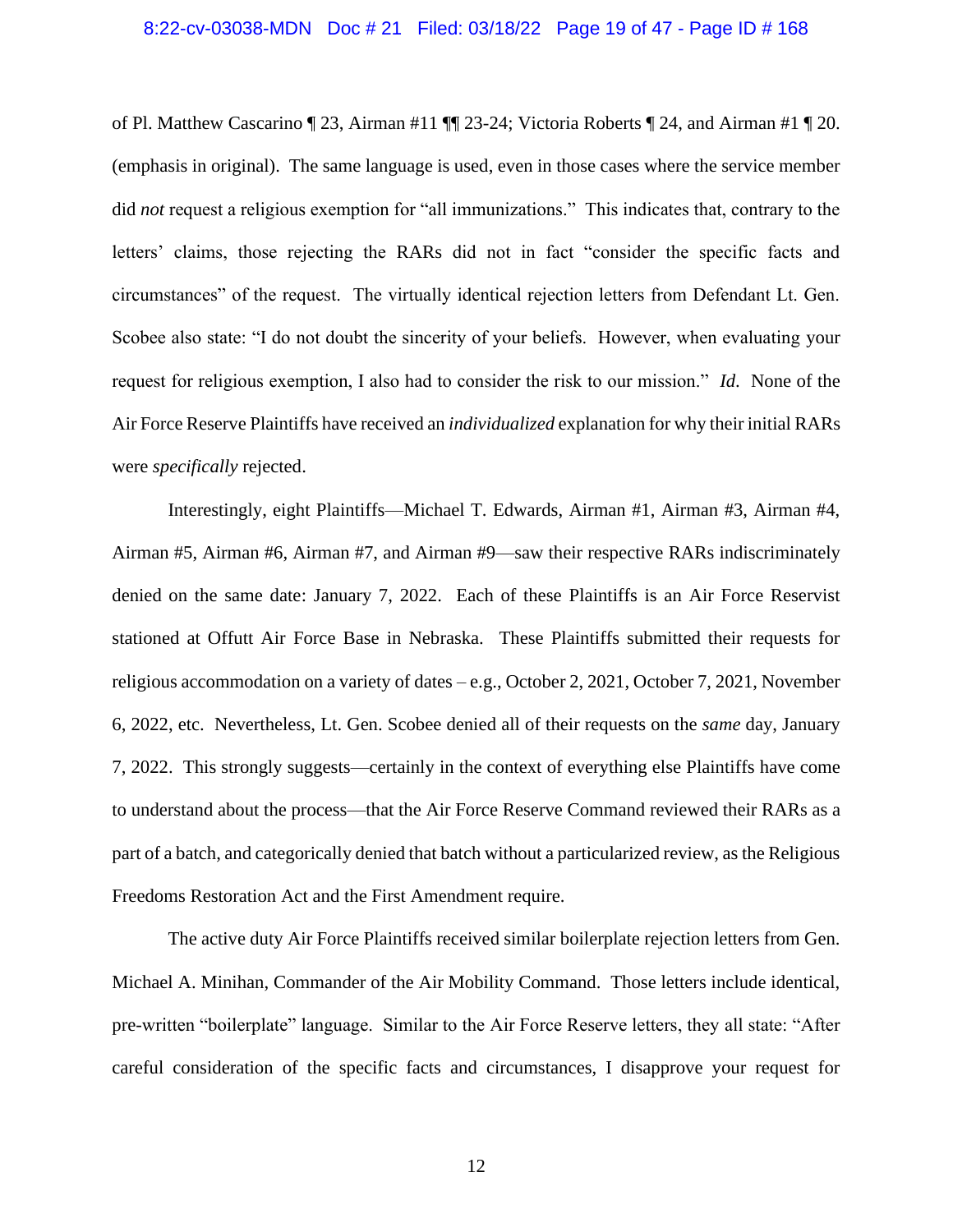of Pl. Matthew Cascarino ¶ 23, Airman #11 ¶¶ 23-24; Victoria Roberts ¶ 24, and Airman #1 ¶ 20. (emphasis in original). The same language is used, even in those cases where the service member did *not* request a religious exemption for "all immunizations." This indicates that, contrary to the letters' claims, those rejecting the RARs did not in fact "consider the specific facts and circumstances" of the request. The virtually identical rejection letters from Defendant Lt. Gen. Scobee also state: "I do not doubt the sincerity of your beliefs. However, when evaluating your request for religious exemption, I also had to consider the risk to our mission." *Id.* None of the Air Force Reserve Plaintiffs have received an *individualized* explanation for why their initial RARs were *specifically* rejected.

Interestingly, eight Plaintiffs—Michael T. Edwards, Airman #1, Airman #3, Airman #4, Airman #5, Airman #6, Airman #7, and Airman #9—saw their respective RARs indiscriminately denied on the same date: January 7, 2022. Each of these Plaintiffs is an Air Force Reservist stationed at Offutt Air Force Base in Nebraska. These Plaintiffs submitted their requests for religious accommodation on a variety of dates – e.g., October 2, 2021, October 7, 2021, November 6, 2022, etc. Nevertheless, Lt. Gen. Scobee denied all of their requests on the *same* day, January 7, 2022. This strongly suggests—certainly in the context of everything else Plaintiffs have come to understand about the process—that the Air Force Reserve Command reviewed their RARs as a part of a batch, and categorically denied that batch without a particularized review, as the Religious Freedoms Restoration Act and the First Amendment require.

The active duty Air Force Plaintiffs received similar boilerplate rejection letters from Gen. Michael A. Minihan, Commander of the Air Mobility Command. Those letters include identical, pre-written "boilerplate" language. Similar to the Air Force Reserve letters, they all state: "After careful consideration of the specific facts and circumstances, I disapprove your request for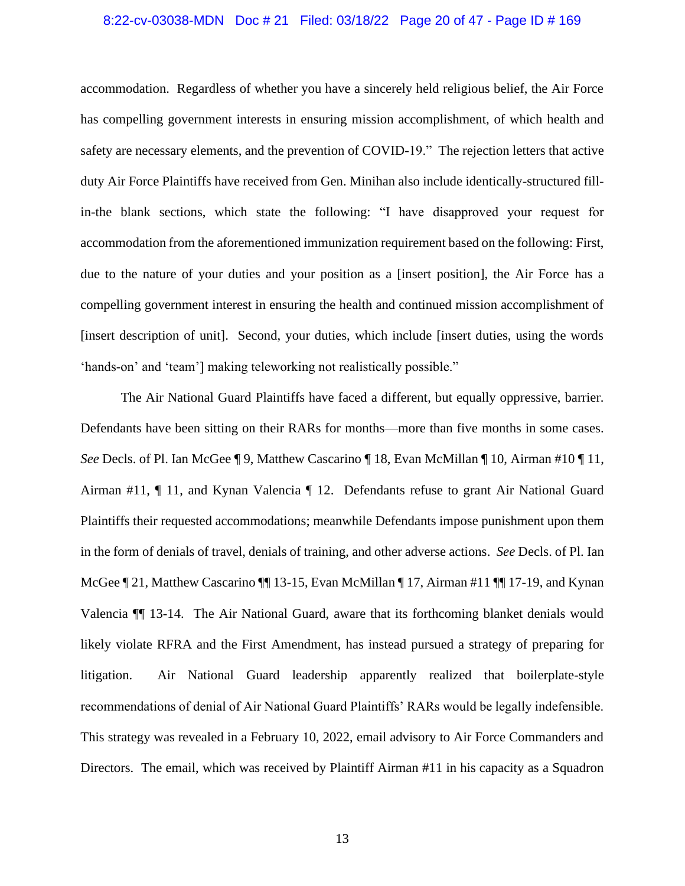accommodation. Regardless of whether you have a sincerely held religious belief, the Air Force has compelling government interests in ensuring mission accomplishment, of which health and safety are necessary elements, and the prevention of COVID-19." The rejection letters that active duty Air Force Plaintiffs have received from Gen. Minihan also include identically-structured fill-in-the blank sections, which state the following: "I have disapproved your request for accommodation from the aforementioned immunization requirement based on the following: First, due to the nature of your duties and your position as a [insert position], the Air Force has a compelling government interest in ensuring the health and continued mission accomplishment of [insert description of unit]. Second, your duties, which include [insert duties, using the words 'hands-on' and 'team'] making teleworking not realistically possible."

The Air National Guard Plaintiffs have faced a different, but equally oppressive, barrier. Defendants have been sitting on their RARs for months—more than five months in some cases. *See* Decls. of Pl. Ian McGee ¶ 9, Matthew Cascarino ¶ 18, Evan McMillan ¶ 10, Airman #10 ¶ 11, Airman #11, ¶ 11, and Kynan Valencia ¶ 12. Defendants refuse to grant Air National Guard Plaintiffs their requested accommodations; meanwhile Defendants impose punishment upon them in the form of denials of travel, denials of training, and other adverse actions. *See* Decls. of Pl. Ian McGee ¶ 21, Matthew Cascarino ¶¶ 13-15, Evan McMillan ¶ 17, Airman #11 ¶¶ 17-19, and Kynan Valencia ¶¶ 13-14. The Air National Guard, aware that its forthcoming blanket denials would likely violate RFRA and the First Amendment, has instead pursued a strategy of preparing for litigation. Air National Guard leadership apparently realized that boilerplate-style recommendations of denial of Air National Guard Plaintiffs' RARs would be legally indefensible. This strategy was revealed in a February 10, 2022, email advisory to Air Force Commanders and Directors. The email, which was received by Plaintiff Airman #11 in his capacity as a Squadron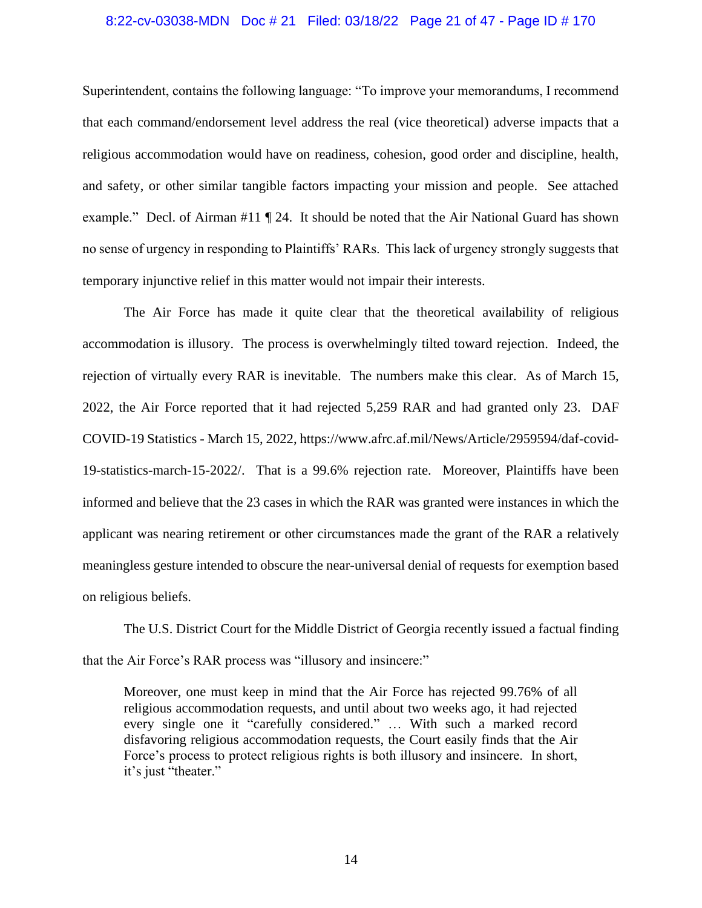Superintendent, contains the following language: "To improve your memorandums, I recommend that each command/endorsement level address the real (vice theoretical) adverse impacts that a religious accommodation would have on readiness, cohesion, good order and discipline, health, and safety, or other similar tangible factors impacting your mission and people. See attached example." Decl. of Airman #11 ¶ 24. It should be noted that the Air National Guard has shown no sense of urgency in responding to Plaintiffs' RARs. This lack of urgency strongly suggests that temporary injunctive relief in this matter would not impair their interests.

The Air Force has made it quite clear that the theoretical availability of religious accommodation is illusory. The process is overwhelmingly tilted toward rejection. Indeed, the rejection of virtually every RAR is inevitable. The numbers make this clear. As of March 15, 2022, the Air Force reported that it had rejected 5,259 RAR and had granted only 23. DAF COVID-19 Statistics - March 15, 2022, https://www.afrc.af.mil/News/Article/2959594/daf-covid-19-statistics-march-15-2022/. That is a 99.6% rejection rate. Moreover, Plaintiffs have been informed and believe that the 23 cases in which the RAR was granted were instances in which the applicant was nearing retirement or other circumstances made the grant of the RAR a relatively meaningless gesture intended to obscure the near-universal denial of requests for exemption based on religious beliefs.

The U.S. District Court for the Middle District of Georgia recently issued a factual finding that the Air Force's RAR process was "illusory and insincere:"

> Moreover, one must keep in mind that the Air Force has rejected 99.76% of all religious accommodation requests, and until about two weeks ago, it had rejected every single one it "carefully considered." … With such a marked record disfavoring religious accommodation requests, the Court easily finds that the Air Force's process to protect religious rights is both illusory and insincere. In short, it's just "theater."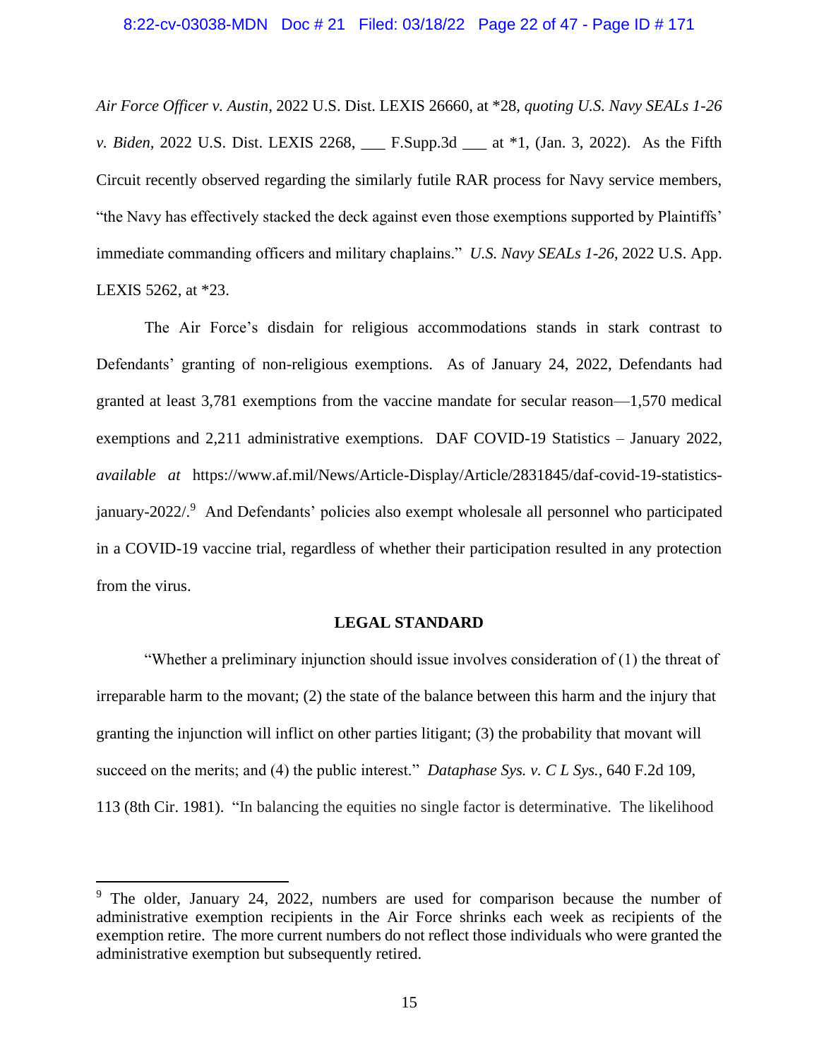*Air Force Officer v. Austin*, 2022 U.S. Dist. LEXIS 26660, at *28, *quoting U.S. Navy SEALs 1-26 v. Biden*, 2022 U.S. Dist. LEXIS 2268, ___ F.Supp.3d ___ at *1, (Jan. 3, 2022). As the Fifth Circuit recently observed regarding the similarly futile RAR process for Navy service members, "the Navy has effectively stacked the deck against even those exemptions supported by Plaintiffs' immediate commanding officers and military chaplains." *U.S. Navy SEALs 1-26*, 2022 U.S. App. LEXIS 5262, at *23.

The Air Force's disdain for religious accommodations stands in stark contrast to Defendants' granting of non-religious exemptions. As of January 24, 2022, Defendants had granted at least 3,781 exemptions from the vaccine mandate for secular reason—1,570 medical exemptions and 2,211 administrative exemptions. DAF COVID-19 Statistics – January 2022, *available at* https://www.af.mil/News/Article-Display/Article/2831845/daf-covid-19-statistics-january-2022/.[9] And Defendants' policies also exempt wholesale all personnel who participated in a COVID-19 vaccine trial, regardless of whether their participation resulted in any protection from the virus.

## LEGAL STANDARD

"Whether a preliminary injunction should issue involves consideration of (1) the threat of irreparable harm to the movant; (2) the state of the balance between this harm and the injury that granting the injunction will inflict on other parties litigant; (3) the probability that movant will succeed on the merits; and (4) the public interest." *Dataphase Sys. v. C L Sys.*, 640 F.2d 109, 113 (8th Cir. 1981). "In balancing the equities no single factor is determinative. The likelihood

[9] The older, January 24, 2022, numbers are used for comparison because the number of administrative exemption recipients in the Air Force shrinks each week as recipients of the exemption retire. The more current numbers do not reflect those individuals who were granted the administrative exemption but subsequently retired.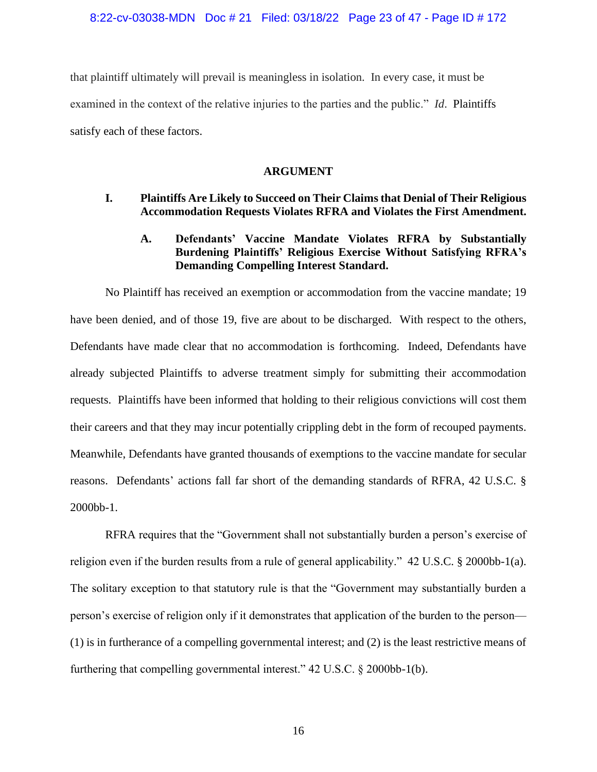that plaintiff ultimately will prevail is meaningless in isolation. In every case, it must be examined in the context of the relative injuries to the parties and the public." *Id*. Plaintiffs satisfy each of these factors.

## ARGUMENT

### I. Plaintiffs Are Likely to Succeed on Their Claims that Denial of Their Religious Accommodation Requests Violates RFRA and Violates the First Amendment.

#### A. Defendants' Vaccine Mandate Violates RFRA by Substantially Burdening Plaintiffs' Religious Exercise Without Satisfying RFRA's Demanding Compelling Interest Standard.

No Plaintiff has received an exemption or accommodation from the vaccine mandate; 19 have been denied, and of those 19, five are about to be discharged. With respect to the others, Defendants have made clear that no accommodation is forthcoming. Indeed, Defendants have already subjected Plaintiffs to adverse treatment simply for submitting their accommodation requests. Plaintiffs have been informed that holding to their religious convictions will cost them their careers and that they may incur potentially crippling debt in the form of recouped payments. Meanwhile, Defendants have granted thousands of exemptions to the vaccine mandate for secular reasons. Defendants' actions fall far short of the demanding standards of RFRA, 42 U.S.C. § 2000bb-1.

RFRA requires that the "Government shall not substantially burden a person's exercise of religion even if the burden results from a rule of general applicability." 42 U.S.C. § 2000bb-1(a). The solitary exception to that statutory rule is that the "Government may substantially burden a person's exercise of religion only if it demonstrates that application of the burden to the person—(1) is in furtherance of a compelling governmental interest; and (2) is the least restrictive means of furthering that compelling governmental interest." 42 U.S.C. § 2000bb-1(b).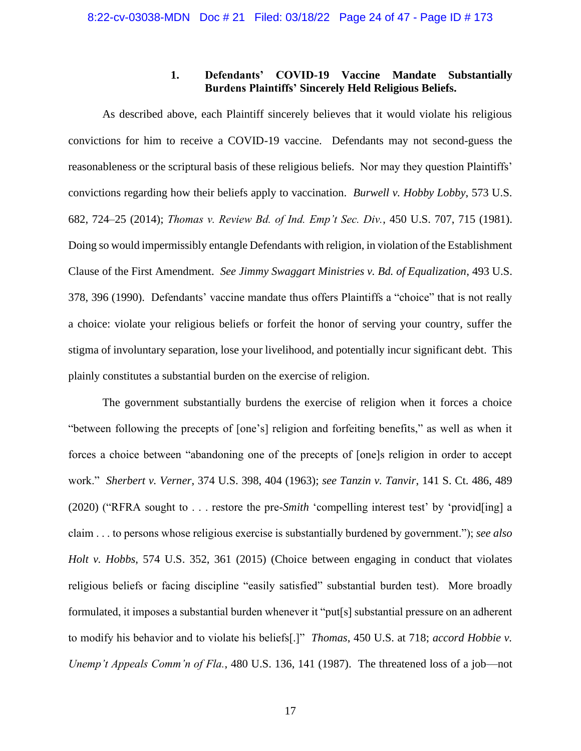### 1. Defendants' COVID-19 Vaccine Mandate Substantially Burdens Plaintiffs' Sincerely Held Religious Beliefs.

As described above, each Plaintiff sincerely believes that it would violate his religious convictions for him to receive a COVID-19 vaccine. Defendants may not second-guess the reasonableness or the scriptural basis of these religious beliefs. Nor may they question Plaintiffs' convictions regarding how their beliefs apply to vaccination. *Burwell v. Hobby Lobby*, 573 U.S. 682, 724–25 (2014); *Thomas v. Review Bd. of Ind. Emp't Sec. Div.*, 450 U.S. 707, 715 (1981). Doing so would impermissibly entangle Defendants with religion, in violation of the Establishment Clause of the First Amendment. *See Jimmy Swaggart Ministries v. Bd. of Equalization*, 493 U.S. 378, 396 (1990). Defendants' vaccine mandate thus offers Plaintiffs a "choice" that is not really a choice: violate your religious beliefs or forfeit the honor of serving your country, suffer the stigma of involuntary separation, lose your livelihood, and potentially incur significant debt. This plainly constitutes a substantial burden on the exercise of religion.

The government substantially burdens the exercise of religion when it forces a choice "between following the precepts of [one's] religion and forfeiting benefits," as well as when it forces a choice between "abandoning one of the precepts of [one]s religion in order to accept work." *Sherbert v. Verner*, 374 U.S. 398, 404 (1963); *see Tanzin v. Tanvir*, 141 S. Ct. 486, 489 (2020) ("RFRA sought to . . . restore the pre-*Smith* 'compelling interest test' by 'provid[ing] a claim . . . to persons whose religious exercise is substantially burdened by government."); *see also Holt v. Hobbs*, 574 U.S. 352, 361 (2015) (Choice between engaging in conduct that violates religious beliefs or facing discipline "easily satisfied" substantial burden test). More broadly formulated, it imposes a substantial burden whenever it "put[s] substantial pressure on an adherent to modify his behavior and to violate his beliefs[.]" *Thomas*, 450 U.S. at 718; *accord Hobbie v. Unemp't Appeals Comm'n of Fla.*, 480 U.S. 136, 141 (1987). The threatened loss of a job—not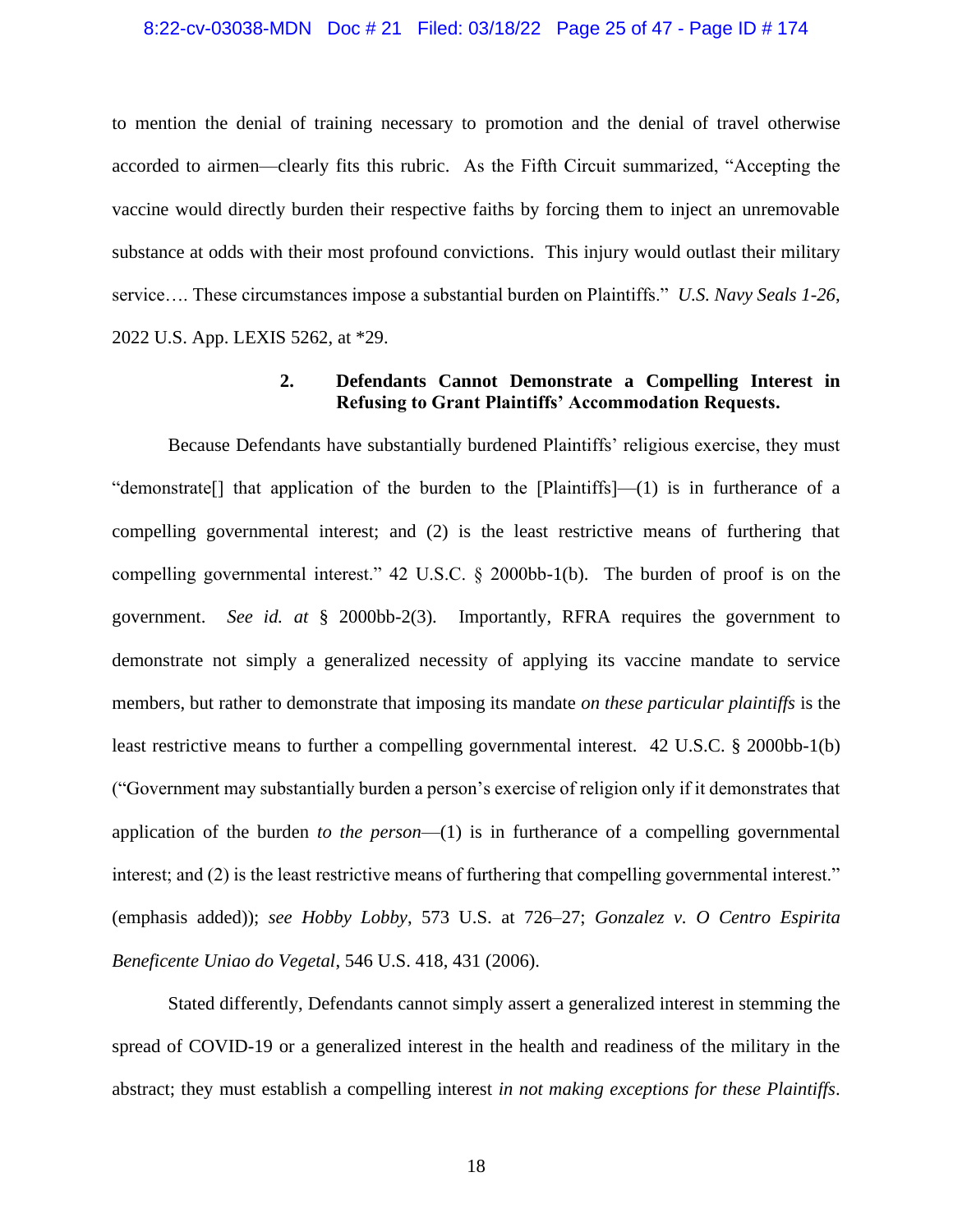to mention the denial of training necessary to promotion and the denial of travel otherwise accorded to airmen—clearly fits this rubric. As the Fifth Circuit summarized, "Accepting the vaccine would directly burden their respective faiths by forcing them to inject an unremovable substance at odds with their most profound convictions. This injury would outlast their military service…. These circumstances impose a substantial burden on Plaintiffs." *U.S. Navy Seals 1-26*, 2022 U.S. App. LEXIS 5262, at *29.

### 2. Defendants Cannot Demonstrate a Compelling Interest in Refusing to Grant Plaintiffs' Accommodation Requests.

Because Defendants have substantially burdened Plaintiffs' religious exercise, they must "demonstrate[] that application of the burden to the [Plaintiffs]—(1) is in furtherance of a compelling governmental interest; and (2) is the least restrictive means of furthering that compelling governmental interest." 42 U.S.C. § 2000bb-1(b). The burden of proof is on the government. *See id. at* § 2000bb-2(3). Importantly, RFRA requires the government to demonstrate not simply a generalized necessity of applying its vaccine mandate to service members, but rather to demonstrate that imposing its mandate *on these particular plaintiffs* is the least restrictive means to further a compelling governmental interest. 42 U.S.C. § 2000bb-1(b) ("Government may substantially burden a person's exercise of religion only if it demonstrates that application of the burden *to the person*—(1) is in furtherance of a compelling governmental interest; and (2) is the least restrictive means of furthering that compelling governmental interest." (emphasis added)); *see Hobby Lobby*, 573 U.S. at 726–27; *Gonzalez v. O Centro Espirita Beneficente Uniao do Vegetal*, 546 U.S. 418, 431 (2006).

Stated differently, Defendants cannot simply assert a generalized interest in stemming the spread of COVID-19 or a generalized interest in the health and readiness of the military in the abstract; they must establish a compelling interest *in not making exceptions for these Plaintiffs*.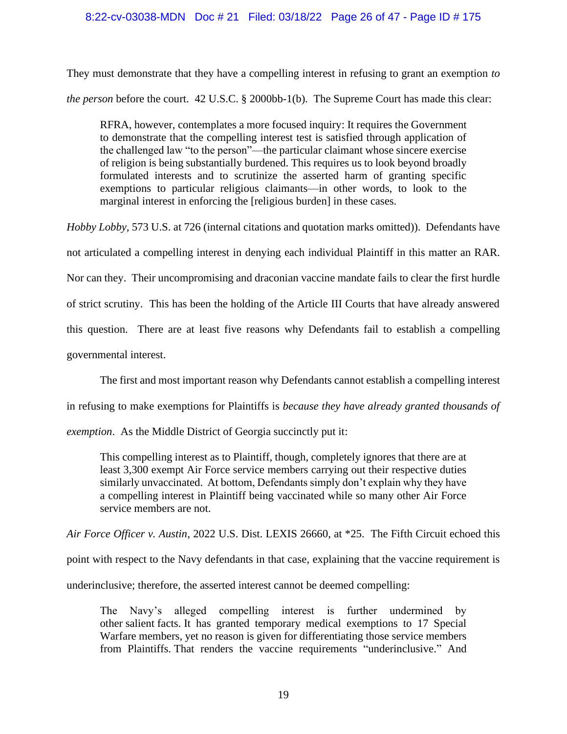They must demonstrate that they have a compelling interest in refusing to grant an exemption *to the person* before the court. 42 U.S.C. § 2000bb-1(b). The Supreme Court has made this clear:

> RFRA, however, contemplates a more focused inquiry: It requires the Government to demonstrate that the compelling interest test is satisfied through application of the challenged law "to the person"—the particular claimant whose sincere exercise of religion is being substantially burdened. This requires us to look beyond broadly formulated interests and to scrutinize the asserted harm of granting specific exemptions to particular religious claimants—in other words, to look to the marginal interest in enforcing the [religious burden] in these cases.

*Hobby Lobby*, 573 U.S. at 726 (internal citations and quotation marks omitted)). Defendants have not articulated a compelling interest in denying each individual Plaintiff in this matter an RAR. Nor can they. Their uncompromising and draconian vaccine mandate fails to clear the first hurdle of strict scrutiny. This has been the holding of the Article III Courts that have already answered this question. There are at least five reasons why Defendants fail to establish a compelling governmental interest.

The first and most important reason why Defendants cannot establish a compelling interest in refusing to make exemptions for Plaintiffs is *because they have already granted thousands of exemption*. As the Middle District of Georgia succinctly put it:

> This compelling interest as to Plaintiff, though, completely ignores that there are at least 3,300 exempt Air Force service members carrying out their respective duties similarly unvaccinated. At bottom, Defendants simply don't explain why they have a compelling interest in Plaintiff being vaccinated while so many other Air Force service members are not.

*Air Force Officer v. Austin*, 2022 U.S. Dist. LEXIS 26660, at *25. The Fifth Circuit echoed this point with respect to the Navy defendants in that case, explaining that the vaccine requirement is underinclusive; therefore, the asserted interest cannot be deemed compelling:

> The Navy's alleged compelling interest is further undermined by other salient facts. It has granted temporary medical exemptions to 17 Special Warfare members, yet no reason is given for differentiating those service members from Plaintiffs. That renders the vaccine requirements "underinclusive." And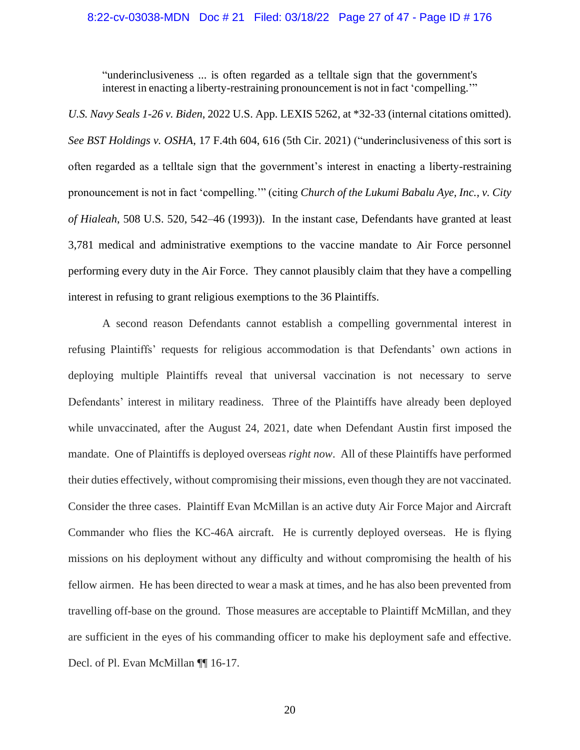> "underinclusiveness ... is often regarded as a telltale sign that the government's interest in enacting a liberty-restraining pronouncement is not in fact 'compelling.'"

*U.S. Navy Seals 1-26 v. Biden*, 2022 U.S. App. LEXIS 5262, at *32-33 (internal citations omitted). *See BST Holdings v. OSHA*, 17 F.4th 604, 616 (5th Cir. 2021) ("underinclusiveness of this sort is often regarded as a telltale sign that the government's interest in enacting a liberty-restraining pronouncement is not in fact 'compelling.'" (citing *Church of the Lukumi Babalu Aye, Inc., v. City of Hialeah*, 508 U.S. 520, 542–46 (1993)). In the instant case, Defendants have granted at least 3,781 medical and administrative exemptions to the vaccine mandate to Air Force personnel performing every duty in the Air Force. They cannot plausibly claim that they have a compelling interest in refusing to grant religious exemptions to the 36 Plaintiffs.

A second reason Defendants cannot establish a compelling governmental interest in refusing Plaintiffs' requests for religious accommodation is that Defendants' own actions in deploying multiple Plaintiffs reveal that universal vaccination is not necessary to serve Defendants' interest in military readiness. Three of the Plaintiffs have already been deployed while unvaccinated, after the August 24, 2021, date when Defendant Austin first imposed the mandate. One of Plaintiffs is deployed overseas *right now*. All of these Plaintiffs have performed their duties effectively, without compromising their missions, even though they are not vaccinated. Consider the three cases. Plaintiff Evan McMillan is an active duty Air Force Major and Aircraft Commander who flies the KC-46A aircraft. He is currently deployed overseas. He is flying missions on his deployment without any difficulty and without compromising the health of his fellow airmen. He has been directed to wear a mask at times, and he has also been prevented from travelling off-base on the ground. Those measures are acceptable to Plaintiff McMillan, and they are sufficient in the eyes of his commanding officer to make his deployment safe and effective. Decl. of Pl. Evan McMillan ¶¶ 16-17.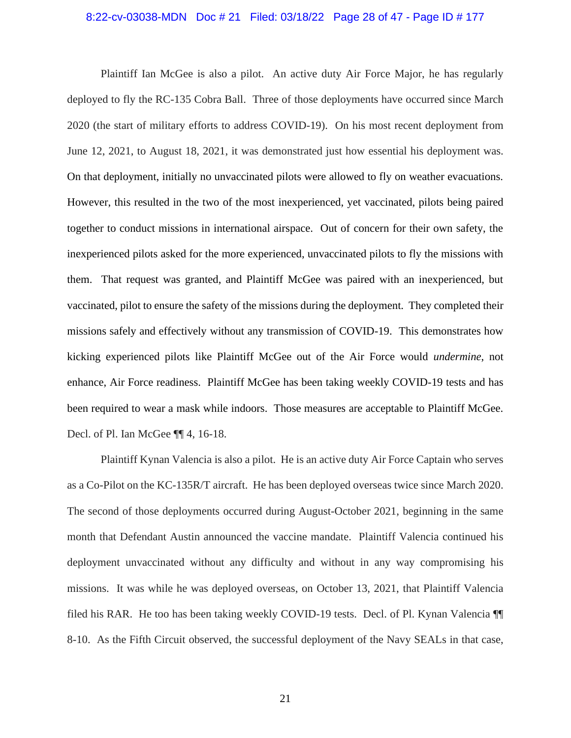Plaintiff Ian McGee is also a pilot. An active duty Air Force Major, he has regularly deployed to fly the RC-135 Cobra Ball. Three of those deployments have occurred since March 2020 (the start of military efforts to address COVID-19). On his most recent deployment from June 12, 2021, to August 18, 2021, it was demonstrated just how essential his deployment was. On that deployment, initially no unvaccinated pilots were allowed to fly on weather evacuations. However, this resulted in the two of the most inexperienced, yet vaccinated, pilots being paired together to conduct missions in international airspace. Out of concern for their own safety, the inexperienced pilots asked for the more experienced, unvaccinated pilots to fly the missions with them. That request was granted, and Plaintiff McGee was paired with an inexperienced, but vaccinated, pilot to ensure the safety of the missions during the deployment. They completed their missions safely and effectively without any transmission of COVID-19. This demonstrates how kicking experienced pilots like Plaintiff McGee out of the Air Force would *undermine*, not enhance, Air Force readiness. Plaintiff McGee has been taking weekly COVID-19 tests and has been required to wear a mask while indoors. Those measures are acceptable to Plaintiff McGee. Decl. of Pl. Ian McGee ¶¶ 4, 16-18.

Plaintiff Kynan Valencia is also a pilot. He is an active duty Air Force Captain who serves as a Co-Pilot on the KC-135R/T aircraft. He has been deployed overseas twice since March 2020. The second of those deployments occurred during August-October 2021, beginning in the same month that Defendant Austin announced the vaccine mandate. Plaintiff Valencia continued his deployment unvaccinated without any difficulty and without in any way compromising his missions. It was while he was deployed overseas, on October 13, 2021, that Plaintiff Valencia filed his RAR. He too has been taking weekly COVID-19 tests. Decl. of Pl. Kynan Valencia ¶¶ 8-10. As the Fifth Circuit observed, the successful deployment of the Navy SEALs in that case,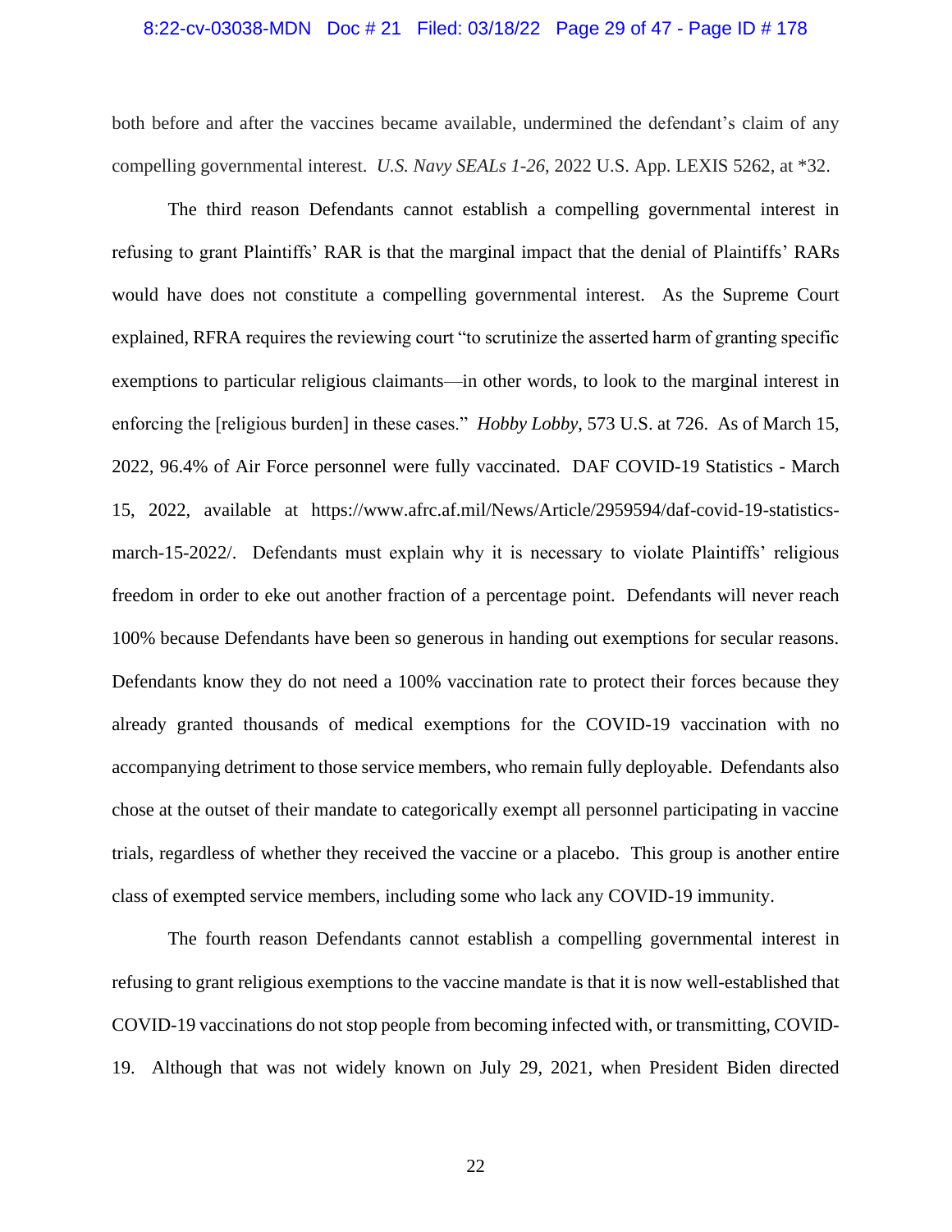both before and after the vaccines became available, undermined the defendant's claim of any compelling governmental interest. *U.S. Navy SEALs 1-26*, 2022 U.S. App. LEXIS 5262, at *32.

The third reason Defendants cannot establish a compelling governmental interest in refusing to grant Plaintiffs' RAR is that the marginal impact that the denial of Plaintiffs' RARs would have does not constitute a compelling governmental interest. As the Supreme Court explained, RFRA requires the reviewing court "to scrutinize the asserted harm of granting specific exemptions to particular religious claimants—in other words, to look to the marginal interest in enforcing the [religious burden] in these cases." *Hobby Lobby*, 573 U.S. at 726. As of March 15, 2022, 96.4% of Air Force personnel were fully vaccinated. DAF COVID-19 Statistics - March 15, 2022, available at https://www.afrc.af.mil/News/Article/2959594/daf-covid-19-statistics-march-15-2022/. Defendants must explain why it is necessary to violate Plaintiffs' religious freedom in order to eke out another fraction of a percentage point. Defendants will never reach 100% because Defendants have been so generous in handing out exemptions for secular reasons. Defendants know they do not need a 100% vaccination rate to protect their forces because they already granted thousands of medical exemptions for the COVID-19 vaccination with no accompanying detriment to those service members, who remain fully deployable. Defendants also chose at the outset of their mandate to categorically exempt all personnel participating in vaccine trials, regardless of whether they received the vaccine or a placebo. This group is another entire class of exempted service members, including some who lack any COVID-19 immunity.

The fourth reason Defendants cannot establish a compelling governmental interest in refusing to grant religious exemptions to the vaccine mandate is that it is now well-established that COVID-19 vaccinations do not stop people from becoming infected with, or transmitting, COVID-19. Although that was not widely known on July 29, 2021, when President Biden directed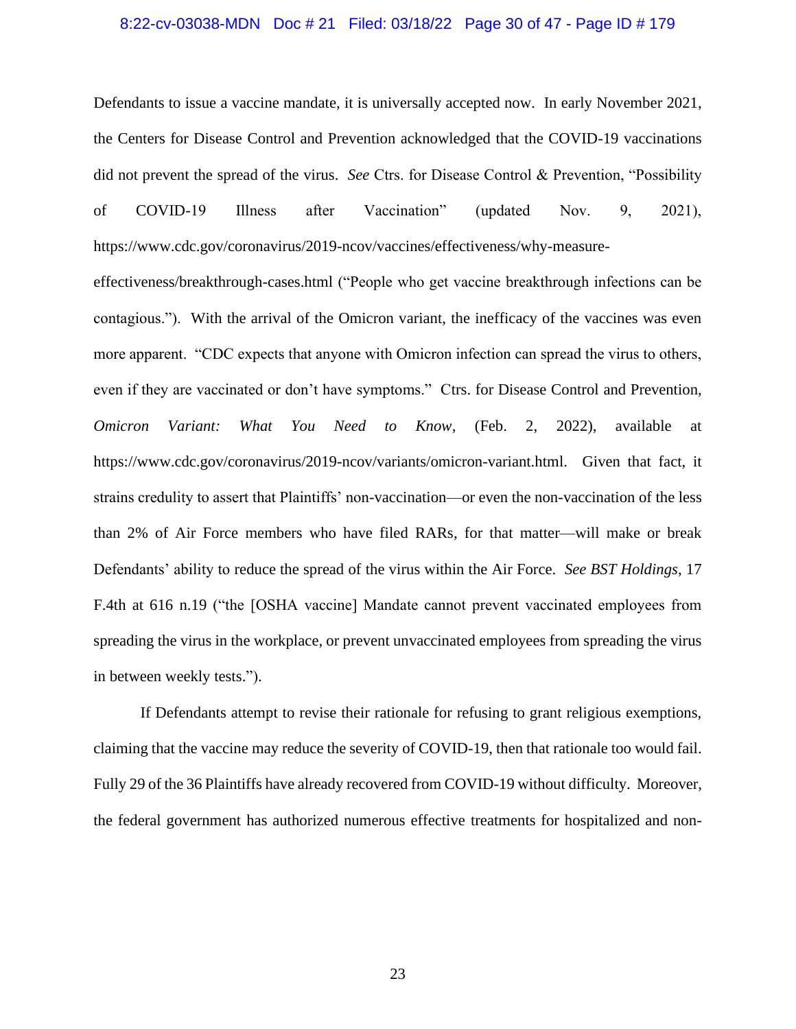Defendants to issue a vaccine mandate, it is universally accepted now. In early November 2021, the Centers for Disease Control and Prevention acknowledged that the COVID-19 vaccinations did not prevent the spread of the virus. *See* Ctrs. for Disease Control & Prevention, "Possibility of COVID-19 Illness after Vaccination" (updated Nov. 9, 2021), https://www.cdc.gov/coronavirus/2019-ncov/vaccines/effectiveness/why-measure-effectiveness/breakthrough-cases.html ("People who get vaccine breakthrough infections can be contagious."). With the arrival of the Omicron variant, the inefficacy of the vaccines was even more apparent. "CDC expects that anyone with Omicron infection can spread the virus to others, even if they are vaccinated or don't have symptoms." Ctrs. for Disease Control and Prevention, *Omicron Variant: What You Need to Know*, (Feb. 2, 2022), available at https://www.cdc.gov/coronavirus/2019-ncov/variants/omicron-variant.html. Given that fact, it strains credulity to assert that Plaintiffs' non-vaccination—or even the non-vaccination of the less than 2% of Air Force members who have filed RARs, for that matter—will make or break Defendants' ability to reduce the spread of the virus within the Air Force. *See BST Holdings*, 17 F.4th at 616 n.19 ("the [OSHA vaccine] Mandate cannot prevent vaccinated employees from spreading the virus in the workplace, or prevent unvaccinated employees from spreading the virus in between weekly tests.").

If Defendants attempt to revise their rationale for refusing to grant religious exemptions, claiming that the vaccine may reduce the severity of COVID-19, then that rationale too would fail. Fully 29 of the 36 Plaintiffs have already recovered from COVID-19 without difficulty. Moreover, the federal government has authorized numerous effective treatments for hospitalized and non-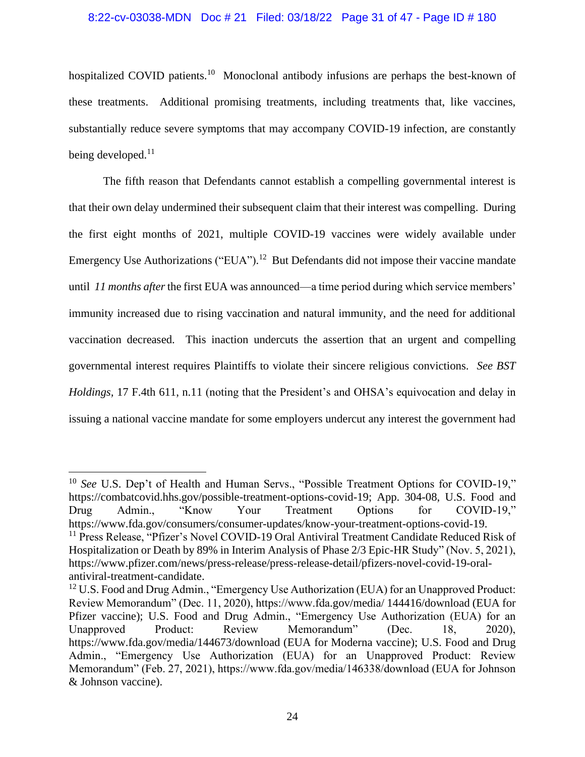hospitalized COVID patients.[10] Monoclonal antibody infusions are perhaps the best-known of these treatments. Additional promising treatments, including treatments that, like vaccines, substantially reduce severe symptoms that may accompany COVID-19 infection, are constantly being developed.[11]

The fifth reason that Defendants cannot establish a compelling governmental interest is that their own delay undermined their subsequent claim that their interest was compelling. During the first eight months of 2021, multiple COVID-19 vaccines were widely available under Emergency Use Authorizations ("EUA").[12] But Defendants did not impose their vaccine mandate until *11 months after* the first EUA was announced—a time period during which service members' immunity increased due to rising vaccination and natural immunity, and the need for additional vaccination decreased. This inaction undercuts the assertion that an urgent and compelling governmental interest requires Plaintiffs to violate their sincere religious convictions. *See BST Holdings*, 17 F.4th 611, n.11 (noting that the President's and OHSA's equivocation and delay in issuing a national vaccine mandate for some employers undercut any interest the government had

---

[10] *See* U.S. Dep't of Health and Human Servs., "Possible Treatment Options for COVID-19," https://combatcovid.hhs.gov/possible-treatment-options-covid-19; App. 304-08, U.S. Food and Drug Admin., "Know Your Treatment Options for COVID-19," https://www.fda.gov/consumers/consumer-updates/know-your-treatment-options-covid-19.

[11] Press Release, "Pfizer's Novel COVID-19 Oral Antiviral Treatment Candidate Reduced Risk of Hospitalization or Death by 89% in Interim Analysis of Phase 2/3 Epic-HR Study" (Nov. 5, 2021), https://www.pfizer.com/news/press-release/press-release-detail/pfizers-novel-covid-19-oral-antiviral-treatment-candidate.

[12] U.S. Food and Drug Admin., "Emergency Use Authorization (EUA) for an Unapproved Product: Review Memorandum" (Dec. 11, 2020), https://www.fda.gov/media/ 144416/download (EUA for Pfizer vaccine); U.S. Food and Drug Admin., "Emergency Use Authorization (EUA) for an Unapproved Product: Review Memorandum" (Dec. 18, 2020), https://www.fda.gov/media/144673/download (EUA for Moderna vaccine); U.S. Food and Drug Admin., "Emergency Use Authorization (EUA) for an Unapproved Product: Review Memorandum" (Feb. 27, 2021), https://www.fda.gov/media/146338/download (EUA for Johnson & Johnson vaccine).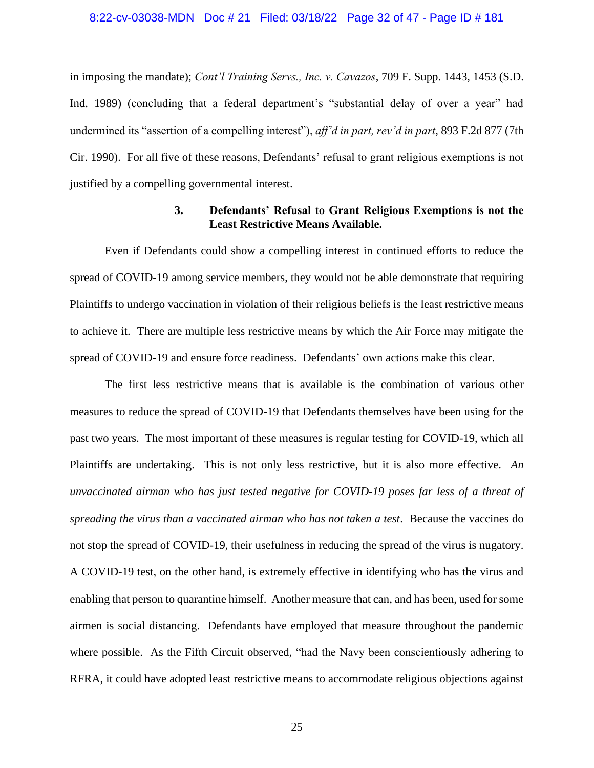in imposing the mandate); *Cont'l Training Servs., Inc. v. Cavazos*, 709 F. Supp. 1443, 1453 (S.D. Ind. 1989) (concluding that a federal department's "substantial delay of over a year" had undermined its "assertion of a compelling interest"), *aff'd in part, rev'd in part*, 893 F.2d 877 (7th Cir. 1990). For all five of these reasons, Defendants' refusal to grant religious exemptions is not justified by a compelling governmental interest.

### 3. Defendants' Refusal to Grant Religious Exemptions is not the Least Restrictive Means Available.

Even if Defendants could show a compelling interest in continued efforts to reduce the spread of COVID-19 among service members, they would not be able demonstrate that requiring Plaintiffs to undergo vaccination in violation of their religious beliefs is the least restrictive means to achieve it. There are multiple less restrictive means by which the Air Force may mitigate the spread of COVID-19 and ensure force readiness. Defendants' own actions make this clear.

The first less restrictive means that is available is the combination of various other measures to reduce the spread of COVID-19 that Defendants themselves have been using for the past two years. The most important of these measures is regular testing for COVID-19, which all Plaintiffs are undertaking. This is not only less restrictive, but it is also more effective. *An unvaccinated airman who has just tested negative for COVID-19 poses far less of a threat of spreading the virus than a vaccinated airman who has not taken a test*. Because the vaccines do not stop the spread of COVID-19, their usefulness in reducing the spread of the virus is nugatory. A COVID-19 test, on the other hand, is extremely effective in identifying who has the virus and enabling that person to quarantine himself. Another measure that can, and has been, used for some airmen is social distancing. Defendants have employed that measure throughout the pandemic where possible. As the Fifth Circuit observed, "had the Navy been conscientiously adhering to RFRA, it could have adopted least restrictive means to accommodate religious objections against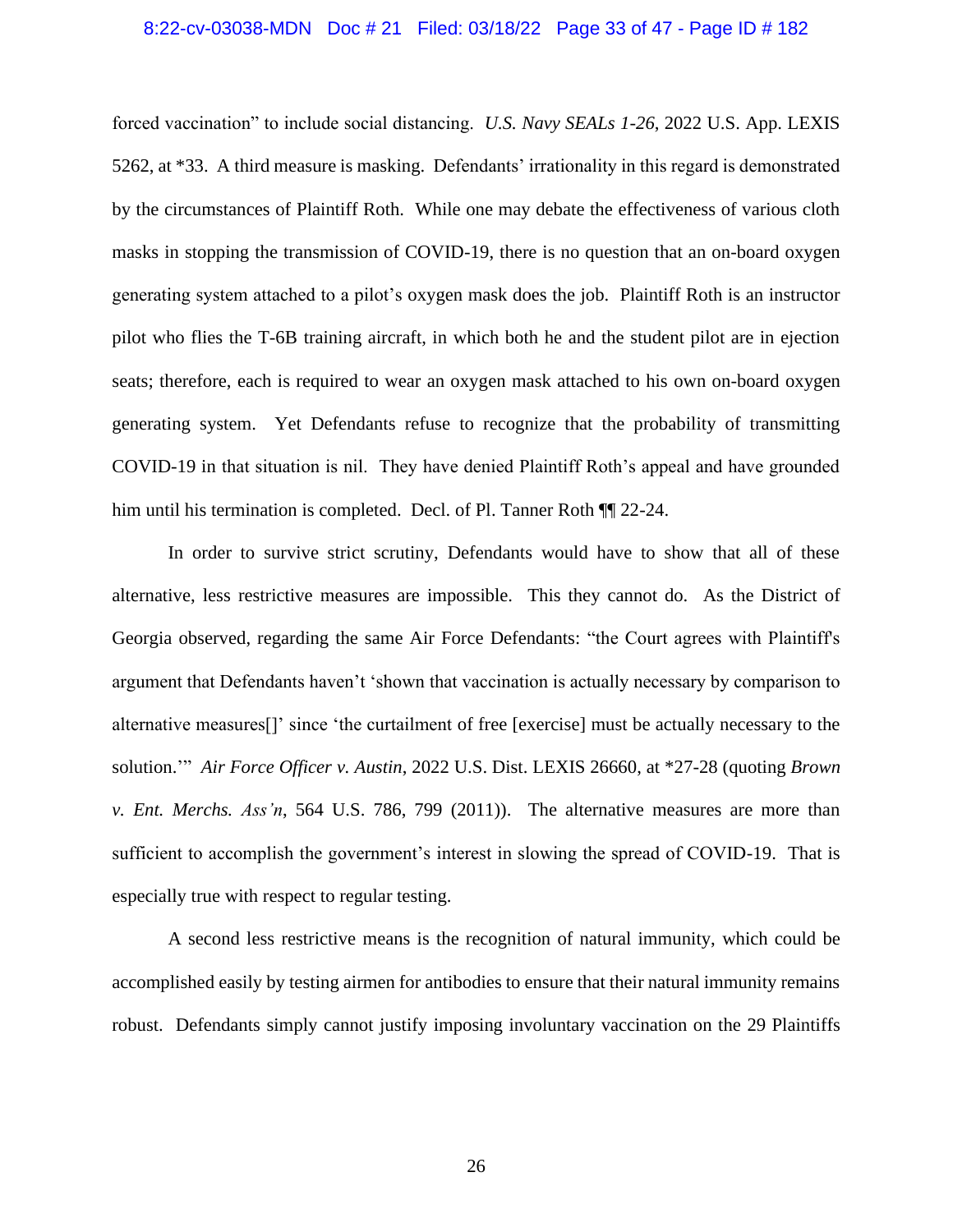forced vaccination" to include social distancing. *U.S. Navy SEALs 1-26*, 2022 U.S. App. LEXIS 5262, at *33. A third measure is masking. Defendants' irrationality in this regard is demonstrated by the circumstances of Plaintiff Roth. While one may debate the effectiveness of various cloth masks in stopping the transmission of COVID-19, there is no question that an on-board oxygen generating system attached to a pilot's oxygen mask does the job. Plaintiff Roth is an instructor pilot who flies the T-6B training aircraft, in which both he and the student pilot are in ejection seats; therefore, each is required to wear an oxygen mask attached to his own on-board oxygen generating system. Yet Defendants refuse to recognize that the probability of transmitting COVID-19 in that situation is nil. They have denied Plaintiff Roth's appeal and have grounded him until his termination is completed. Decl. of Pl. Tanner Roth ¶¶ 22-24.

In order to survive strict scrutiny, Defendants would have to show that all of these alternative, less restrictive measures are impossible. This they cannot do. As the District of Georgia observed, regarding the same Air Force Defendants: "the Court agrees with Plaintiff's argument that Defendants haven't 'shown that vaccination is actually necessary by comparison to alternative measures[]' since 'the curtailment of free [exercise] must be actually necessary to the solution.'" *Air Force Officer v. Austin*, 2022 U.S. Dist. LEXIS 26660, at *27-28 (quoting *Brown v. Ent. Merchs. Ass'n*, 564 U.S. 786, 799 (2011)). The alternative measures are more than sufficient to accomplish the government's interest in slowing the spread of COVID-19. That is especially true with respect to regular testing.

A second less restrictive means is the recognition of natural immunity, which could be accomplished easily by testing airmen for antibodies to ensure that their natural immunity remains robust. Defendants simply cannot justify imposing involuntary vaccination on the 29 Plaintiffs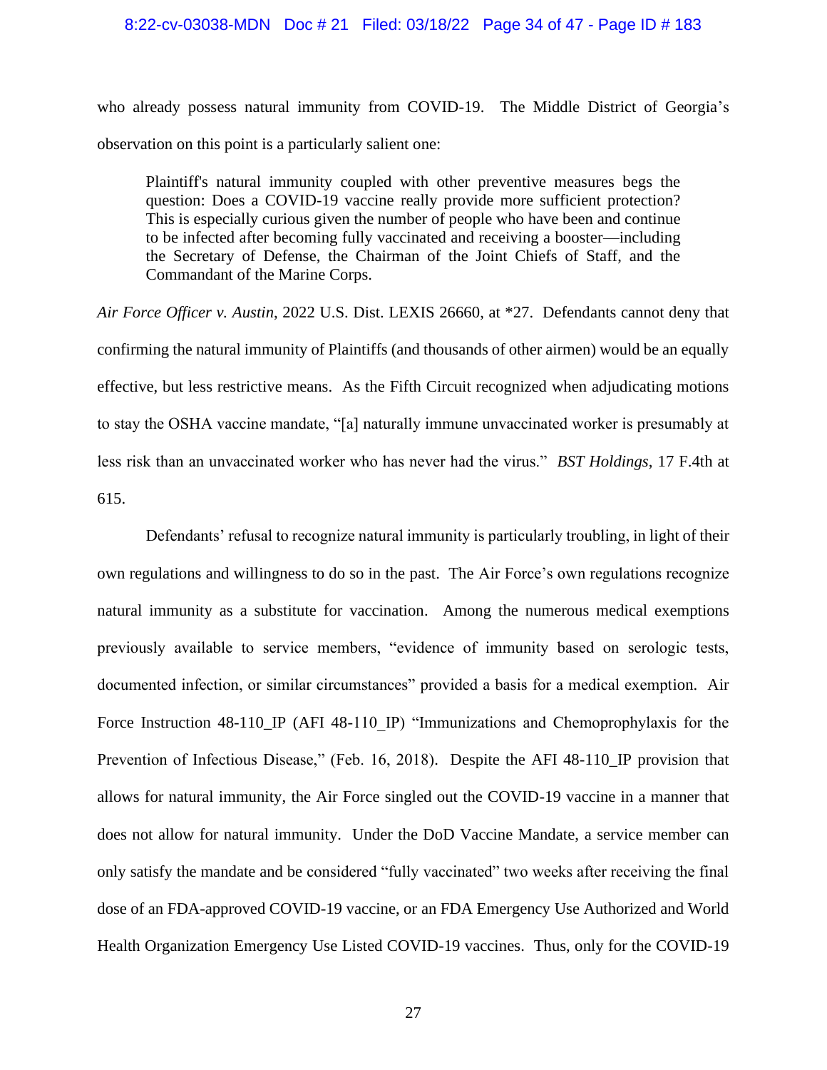who already possess natural immunity from COVID-19. The Middle District of Georgia's observation on this point is a particularly salient one:

> Plaintiff's natural immunity coupled with other preventive measures begs the question: Does a COVID-19 vaccine really provide more sufficient protection? This is especially curious given the number of people who have been and continue to be infected after becoming fully vaccinated and receiving a booster—including the Secretary of Defense, the Chairman of the Joint Chiefs of Staff, and the Commandant of the Marine Corps.

*Air Force Officer v. Austin*, 2022 U.S. Dist. LEXIS 26660, at *27. Defendants cannot deny that confirming the natural immunity of Plaintiffs (and thousands of other airmen) would be an equally effective, but less restrictive means. As the Fifth Circuit recognized when adjudicating motions to stay the OSHA vaccine mandate, "[a] naturally immune unvaccinated worker is presumably at less risk than an unvaccinated worker who has never had the virus." *BST Holdings*, 17 F.4th at 615.

Defendants' refusal to recognize natural immunity is particularly troubling, in light of their own regulations and willingness to do so in the past. The Air Force's own regulations recognize natural immunity as a substitute for vaccination. Among the numerous medical exemptions previously available to service members, "evidence of immunity based on serologic tests, documented infection, or similar circumstances" provided a basis for a medical exemption. Air Force Instruction 48-110_IP (AFI 48-110_IP) "Immunizations and Chemoprophylaxis for the Prevention of Infectious Disease," (Feb. 16, 2018). Despite the AFI 48-110_IP provision that allows for natural immunity, the Air Force singled out the COVID-19 vaccine in a manner that does not allow for natural immunity. Under the DoD Vaccine Mandate, a service member can only satisfy the mandate and be considered "fully vaccinated" two weeks after receiving the final dose of an FDA-approved COVID-19 vaccine, or an FDA Emergency Use Authorized and World Health Organization Emergency Use Listed COVID-19 vaccines. Thus, only for the COVID-19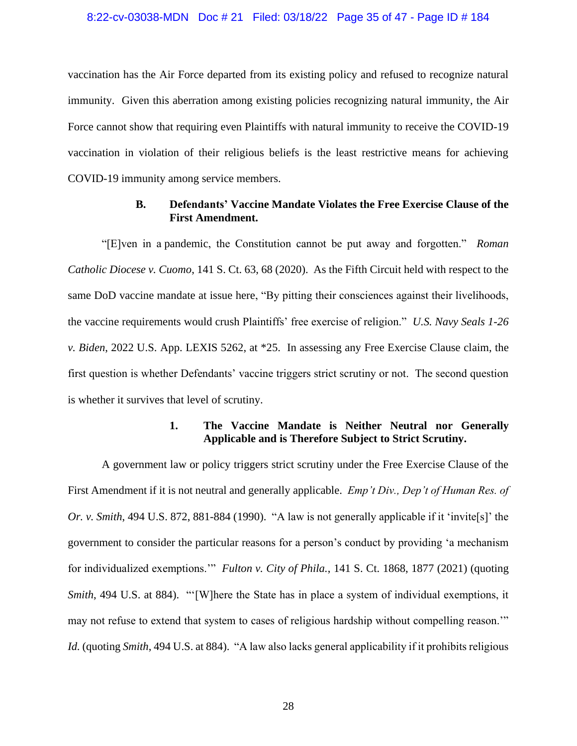vaccination has the Air Force departed from its existing policy and refused to recognize natural immunity. Given this aberration among existing policies recognizing natural immunity, the Air Force cannot show that requiring even Plaintiffs with natural immunity to receive the COVID-19 vaccination in violation of their religious beliefs is the least restrictive means for achieving COVID-19 immunity among service members.

### B. Defendants' Vaccine Mandate Violates the Free Exercise Clause of the First Amendment.

"[E]ven in a pandemic, the Constitution cannot be put away and forgotten." *Roman Catholic Diocese v. Cuomo*, 141 S. Ct. 63, 68 (2020). As the Fifth Circuit held with respect to the same DoD vaccine mandate at issue here, "By pitting their consciences against their livelihoods, the vaccine requirements would crush Plaintiffs' free exercise of religion." *U.S. Navy Seals 1-26 v. Biden*, 2022 U.S. App. LEXIS 5262, at *25. In assessing any Free Exercise Clause claim, the first question is whether Defendants' vaccine triggers strict scrutiny or not. The second question is whether it survives that level of scrutiny.

#### 1. The Vaccine Mandate is Neither Neutral nor Generally Applicable and is Therefore Subject to Strict Scrutiny.

A government law or policy triggers strict scrutiny under the Free Exercise Clause of the First Amendment if it is not neutral and generally applicable. *Emp't Div., Dep't of Human Res. of Or. v. Smith*, 494 U.S. 872, 881-884 (1990). "A law is not generally applicable if it 'invite[s]' the government to consider the particular reasons for a person's conduct by providing 'a mechanism for individualized exemptions.'" *Fulton v. City of Phila.*, 141 S. Ct. 1868, 1877 (2021) (quoting *Smith*, 494 U.S. at 884). "'[W]here the State has in place a system of individual exemptions, it may not refuse to extend that system to cases of religious hardship without compelling reason.'" *Id.* (quoting *Smith*, 494 U.S. at 884). "A law also lacks general applicability if it prohibits religious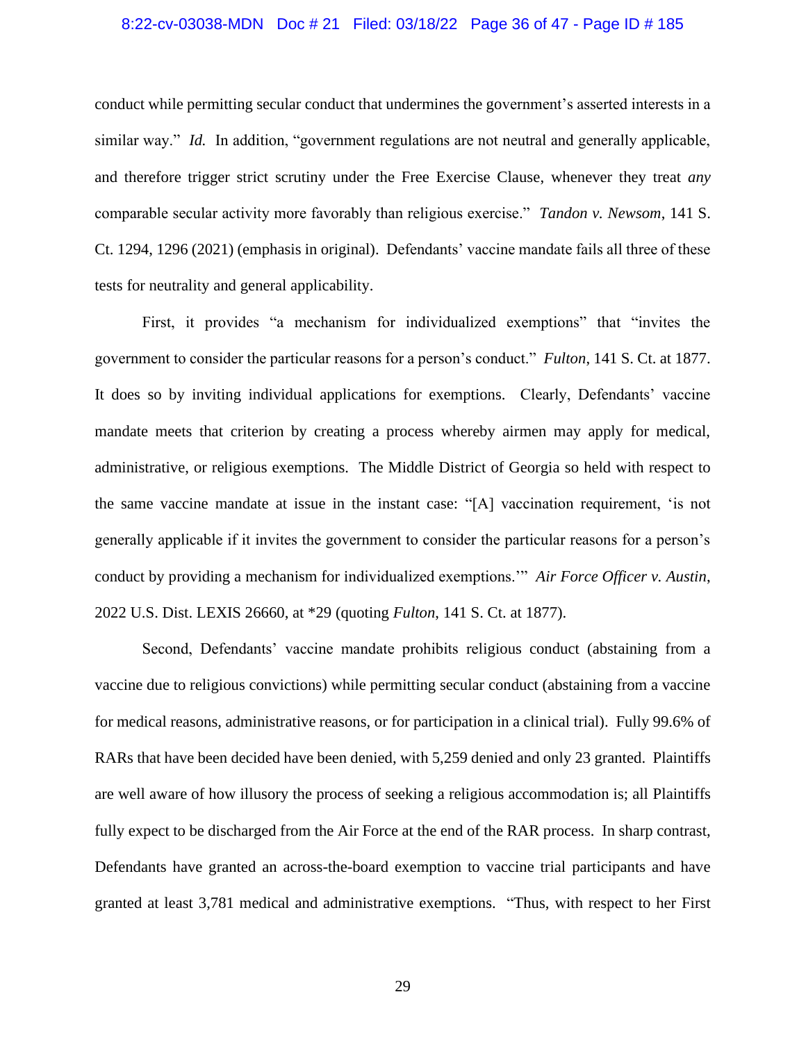conduct while permitting secular conduct that undermines the government's asserted interests in a similar way." *Id.* In addition, "government regulations are not neutral and generally applicable, and therefore trigger strict scrutiny under the Free Exercise Clause, whenever they treat *any* comparable secular activity more favorably than religious exercise." *Tandon v. Newsom*, 141 S. Ct. 1294, 1296 (2021) (emphasis in original). Defendants' vaccine mandate fails all three of these tests for neutrality and general applicability.

First, it provides "a mechanism for individualized exemptions" that "invites the government to consider the particular reasons for a person's conduct." *Fulton*, 141 S. Ct. at 1877. It does so by inviting individual applications for exemptions. Clearly, Defendants' vaccine mandate meets that criterion by creating a process whereby airmen may apply for medical, administrative, or religious exemptions. The Middle District of Georgia so held with respect to the same vaccine mandate at issue in the instant case: "[A] vaccination requirement, 'is not generally applicable if it invites the government to consider the particular reasons for a person's conduct by providing a mechanism for individualized exemptions.'" *Air Force Officer v. Austin*, 2022 U.S. Dist. LEXIS 26660, at *29 (quoting *Fulton*, 141 S. Ct. at 1877).

Second, Defendants' vaccine mandate prohibits religious conduct (abstaining from a vaccine due to religious convictions) while permitting secular conduct (abstaining from a vaccine for medical reasons, administrative reasons, or for participation in a clinical trial). Fully 99.6% of RARs that have been decided have been denied, with 5,259 denied and only 23 granted. Plaintiffs are well aware of how illusory the process of seeking a religious accommodation is; all Plaintiffs fully expect to be discharged from the Air Force at the end of the RAR process. In sharp contrast, Defendants have granted an across-the-board exemption to vaccine trial participants and have granted at least 3,781 medical and administrative exemptions. "Thus, with respect to her First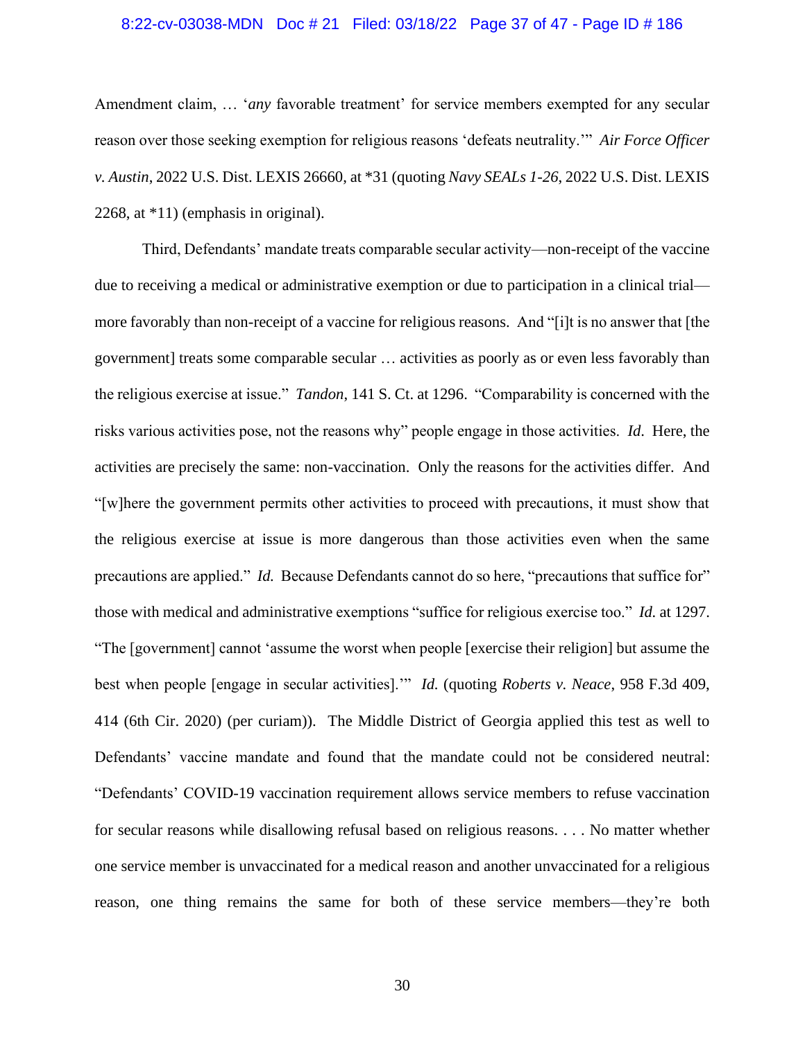Amendment claim, … '*any* favorable treatment' for service members exempted for any secular reason over those seeking exemption for religious reasons 'defeats neutrality.'" *Air Force Officer v. Austin*, 2022 U.S. Dist. LEXIS 26660, at *31 (quoting *Navy SEALs 1-26*, 2022 U.S. Dist. LEXIS 2268, at *11) (emphasis in original).

Third, Defendants' mandate treats comparable secular activity—non-receipt of the vaccine due to receiving a medical or administrative exemption or due to participation in a clinical trial—more favorably than non-receipt of a vaccine for religious reasons. And "[i]t is no answer that [the government] treats some comparable secular … activities as poorly as or even less favorably than the religious exercise at issue." *Tandon*, 141 S. Ct. at 1296. "Comparability is concerned with the risks various activities pose, not the reasons why" people engage in those activities. *Id*. Here, the activities are precisely the same: non-vaccination. Only the reasons for the activities differ. And "[w]here the government permits other activities to proceed with precautions, it must show that the religious exercise at issue is more dangerous than those activities even when the same precautions are applied." *Id.* Because Defendants cannot do so here, "precautions that suffice for" those with medical and administrative exemptions "suffice for religious exercise too." *Id.* at 1297. "The [government] cannot 'assume the worst when people [exercise their religion] but assume the best when people [engage in secular activities].'" *Id.* (quoting *Roberts v. Neace*, 958 F.3d 409, 414 (6th Cir. 2020) (per curiam)). The Middle District of Georgia applied this test as well to Defendants' vaccine mandate and found that the mandate could not be considered neutral: "Defendants' COVID-19 vaccination requirement allows service members to refuse vaccination for secular reasons while disallowing refusal based on religious reasons. . . . No matter whether one service member is unvaccinated for a medical reason and another unvaccinated for a religious reason, one thing remains the same for both of these service members—they're both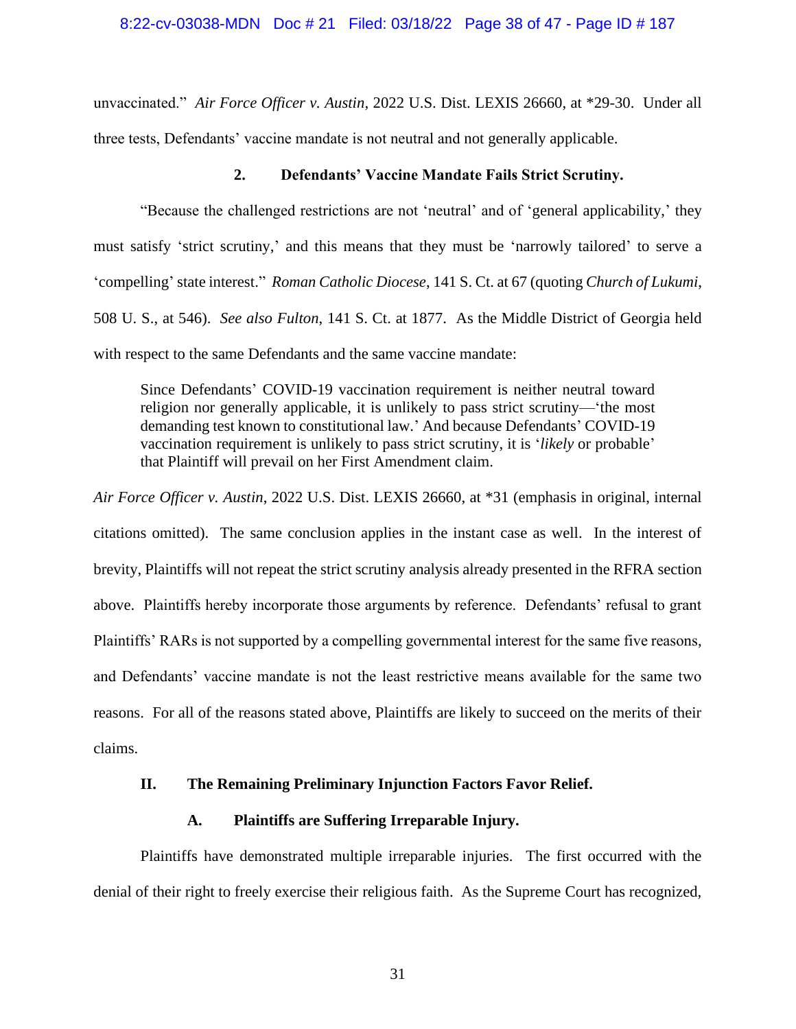unvaccinated." *Air Force Officer v. Austin*, 2022 U.S. Dist. LEXIS 26660, at *29-30. Under all three tests, Defendants' vaccine mandate is not neutral and not generally applicable.

#### 2. Defendants' Vaccine Mandate Fails Strict Scrutiny.

"Because the challenged restrictions are not 'neutral' and of 'general applicability,' they must satisfy 'strict scrutiny,' and this means that they must be 'narrowly tailored' to serve a 'compelling' state interest." *Roman Catholic Diocese*, 141 S. Ct. at 67 (quoting *Church of Lukumi*, 508 U. S., at 546). *See also Fulton*, 141 S. Ct. at 1877. As the Middle District of Georgia held with respect to the same Defendants and the same vaccine mandate:

> Since Defendants' COVID-19 vaccination requirement is neither neutral toward religion nor generally applicable, it is unlikely to pass strict scrutiny—'the most demanding test known to constitutional law.' And because Defendants' COVID-19 vaccination requirement is unlikely to pass strict scrutiny, it is '*likely* or probable' that Plaintiff will prevail on her First Amendment claim.

*Air Force Officer v. Austin*, 2022 U.S. Dist. LEXIS 26660, at *31 (emphasis in original, internal citations omitted). The same conclusion applies in the instant case as well. In the interest of brevity, Plaintiffs will not repeat the strict scrutiny analysis already presented in the RFRA section above. Plaintiffs hereby incorporate those arguments by reference. Defendants' refusal to grant Plaintiffs' RARs is not supported by a compelling governmental interest for the same five reasons, and Defendants' vaccine mandate is not the least restrictive means available for the same two reasons. For all of the reasons stated above, Plaintiffs are likely to succeed on the merits of their claims.

## II. The Remaining Preliminary Injunction Factors Favor Relief.

### A. Plaintiffs are Suffering Irreparable Injury.

Plaintiffs have demonstrated multiple irreparable injuries. The first occurred with the denial of their right to freely exercise their religious faith. As the Supreme Court has recognized,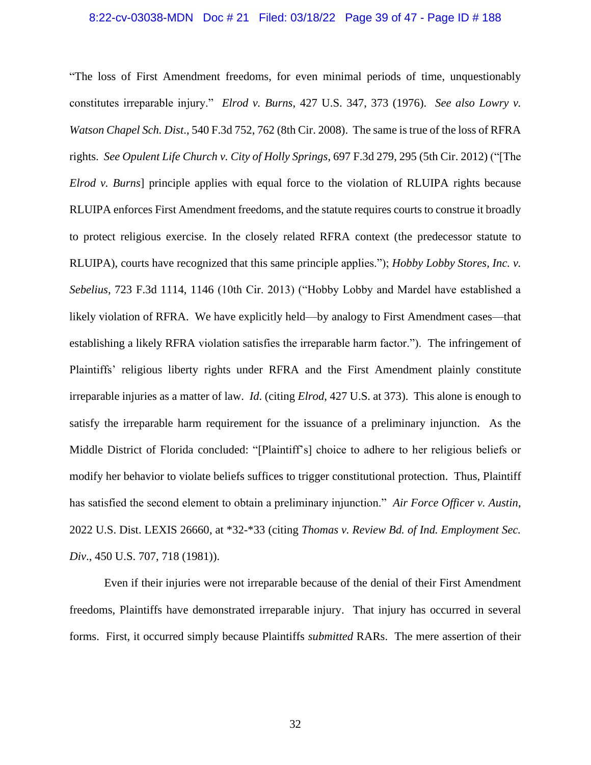"The loss of First Amendment freedoms, for even minimal periods of time, unquestionably constitutes irreparable injury." *Elrod v. Burns*, 427 U.S. 347, 373 (1976). *See also Lowry v. Watson Chapel Sch. Dist*., 540 F.3d 752, 762 (8th Cir. 2008). The same is true of the loss of RFRA rights. *See Opulent Life Church v. City of Holly Springs*, 697 F.3d 279, 295 (5th Cir. 2012) ("[The *Elrod v. Burns*] principle applies with equal force to the violation of RLUIPA rights because RLUIPA enforces First Amendment freedoms, and the statute requires courts to construe it broadly to protect religious exercise. In the closely related RFRA context (the predecessor statute to RLUIPA), courts have recognized that this same principle applies."); *Hobby Lobby Stores, Inc. v. Sebelius*, 723 F.3d 1114, 1146 (10th Cir. 2013) ("Hobby Lobby and Mardel have established a likely violation of RFRA. We have explicitly held—by analogy to First Amendment cases—that establishing a likely RFRA violation satisfies the irreparable harm factor."). The infringement of Plaintiffs' religious liberty rights under RFRA and the First Amendment plainly constitute irreparable injuries as a matter of law. *Id*. (citing *Elrod,* 427 U.S. at 373). This alone is enough to satisfy the irreparable harm requirement for the issuance of a preliminary injunction. As the Middle District of Florida concluded: "[Plaintiff's] choice to adhere to her religious beliefs or modify her behavior to violate beliefs suffices to trigger constitutional protection. Thus, Plaintiff has satisfied the second element to obtain a preliminary injunction." *Air Force Officer v. Austin*, 2022 U.S. Dist. LEXIS 26660, at *32-*33 (citing *Thomas v. Review Bd. of Ind. Employment Sec. Div*., 450 U.S. 707, 718 (1981)).

Even if their injuries were not irreparable because of the denial of their First Amendment freedoms, Plaintiffs have demonstrated irreparable injury. That injury has occurred in several forms. First, it occurred simply because Plaintiffs *submitted* RARs. The mere assertion of their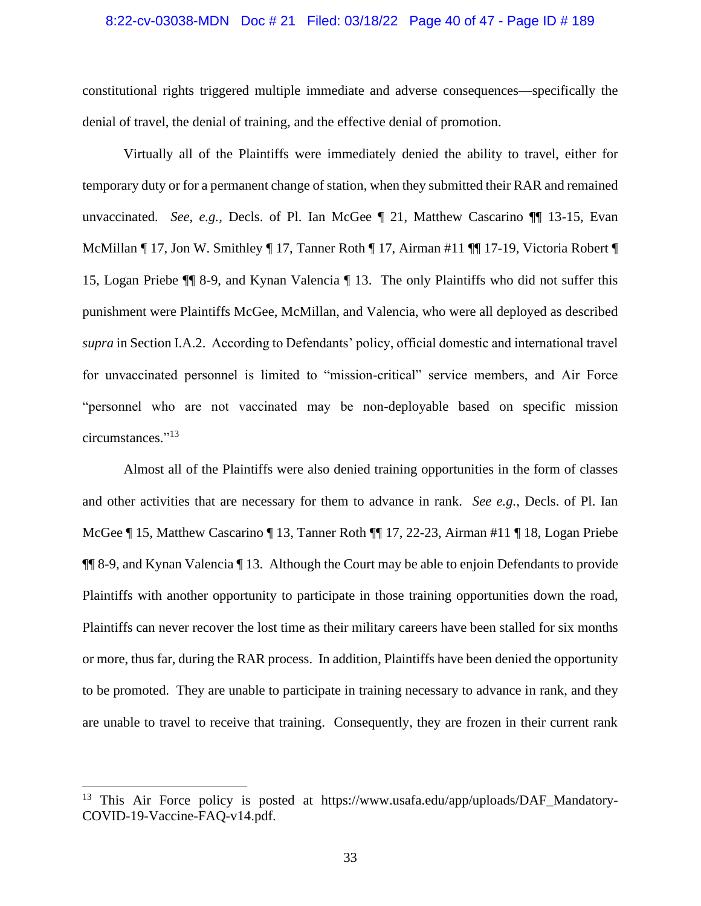constitutional rights triggered multiple immediate and adverse consequences—specifically the denial of travel, the denial of training, and the effective denial of promotion.

Virtually all of the Plaintiffs were immediately denied the ability to travel, either for temporary duty or for a permanent change of station, when they submitted their RAR and remained unvaccinated. *See, e.g.*, Decls. of Pl. Ian McGee ¶ 21, Matthew Cascarino ¶¶ 13-15, Evan McMillan ¶ 17, Jon W. Smithley ¶ 17, Tanner Roth ¶ 17, Airman #11 ¶¶ 17-19, Victoria Robert ¶ 15, Logan Priebe ¶¶ 8-9, and Kynan Valencia ¶ 13. The only Plaintiffs who did not suffer this punishment were Plaintiffs McGee, McMillan, and Valencia, who were all deployed as described *supra* in Section I.A.2. According to Defendants' policy, official domestic and international travel for unvaccinated personnel is limited to "mission-critical" service members, and Air Force "personnel who are not vaccinated may be non-deployable based on specific mission circumstances."[13]

Almost all of the Plaintiffs were also denied training opportunities in the form of classes and other activities that are necessary for them to advance in rank. *See e.g.*, Decls. of Pl. Ian McGee ¶ 15, Matthew Cascarino ¶ 13, Tanner Roth ¶¶ 17, 22-23, Airman #11 ¶ 18, Logan Priebe ¶¶ 8-9, and Kynan Valencia ¶ 13. Although the Court may be able to enjoin Defendants to provide Plaintiffs with another opportunity to participate in those training opportunities down the road, Plaintiffs can never recover the lost time as their military careers have been stalled for six months or more, thus far, during the RAR process. In addition, Plaintiffs have been denied the opportunity to be promoted. They are unable to participate in training necessary to advance in rank, and they are unable to travel to receive that training. Consequently, they are frozen in their current rank

---

[13] This Air Force policy is posted at https://www.usafa.edu/app/uploads/DAF_Mandatory-COVID-19-Vaccine-FAQ-v14.pdf.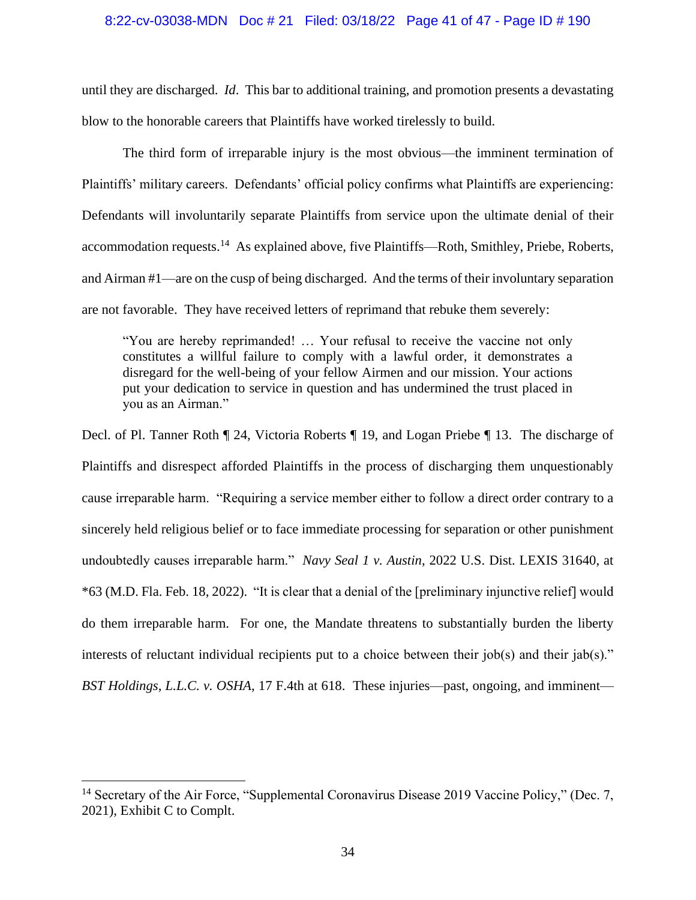until they are discharged. *Id*. This bar to additional training, and promotion presents a devastating blow to the honorable careers that Plaintiffs have worked tirelessly to build.

The third form of irreparable injury is the most obvious—the imminent termination of Plaintiffs' military careers. Defendants' official policy confirms what Plaintiffs are experiencing: Defendants will involuntarily separate Plaintiffs from service upon the ultimate denial of their accommodation requests.[14] As explained above, five Plaintiffs—Roth, Smithley, Priebe, Roberts, and Airman #1—are on the cusp of being discharged. And the terms of their involuntary separation are not favorable. They have received letters of reprimand that rebuke them severely:

> "You are hereby reprimanded! … Your refusal to receive the vaccine not only constitutes a willful failure to comply with a lawful order, it demonstrates a disregard for the well-being of your fellow Airmen and our mission. Your actions put your dedication to service in question and has undermined the trust placed in you as an Airman."

Decl. of Pl. Tanner Roth ¶ 24, Victoria Roberts ¶ 19, and Logan Priebe ¶ 13. The discharge of Plaintiffs and disrespect afforded Plaintiffs in the process of discharging them unquestionably cause irreparable harm. "Requiring a service member either to follow a direct order contrary to a sincerely held religious belief or to face immediate processing for separation or other punishment undoubtedly causes irreparable harm." *Navy Seal 1 v. Austin*, 2022 U.S. Dist. LEXIS 31640, at *63 (M.D. Fla. Feb. 18, 2022). "It is clear that a denial of the [preliminary injunctive relief] would do them irreparable harm. For one, the Mandate threatens to substantially burden the liberty interests of reluctant individual recipients put to a choice between their job(s) and their jab(s)." *BST Holdings, L.L.C. v. OSHA*, 17 F.4th at 618. These injuries—past, ongoing, and imminent—

---

[14] Secretary of the Air Force, "Supplemental Coronavirus Disease 2019 Vaccine Policy," (Dec. 7, 2021), Exhibit C to Complt.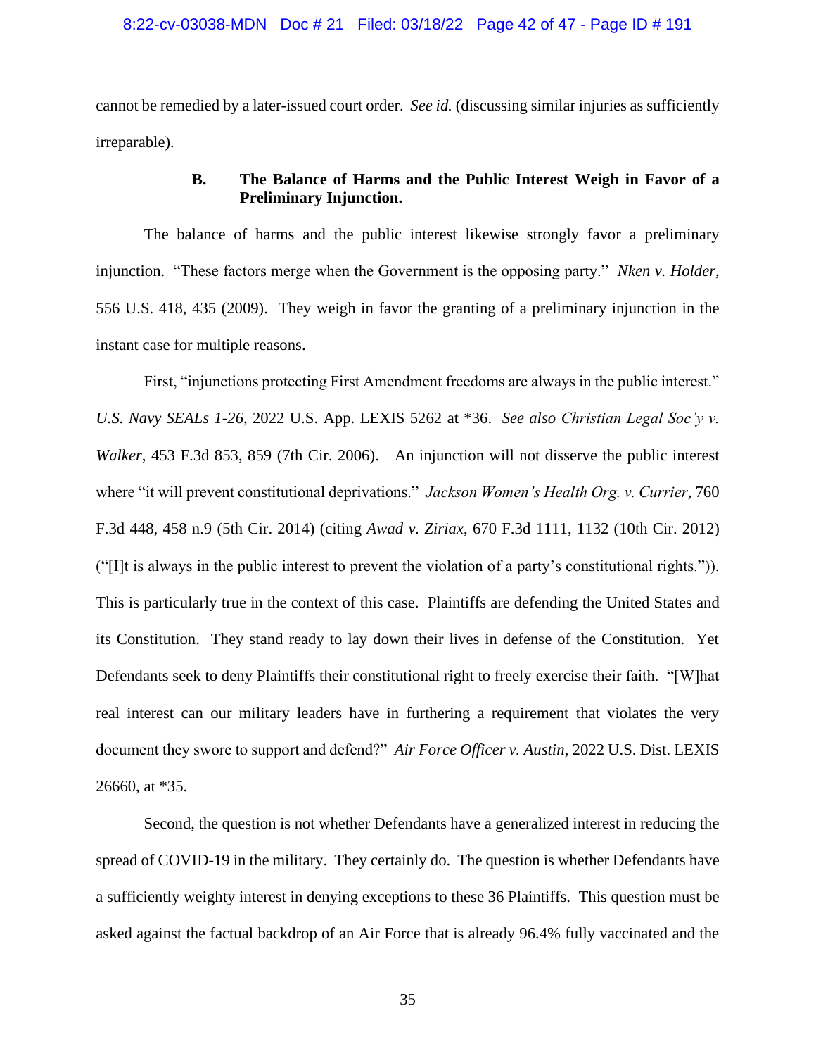cannot be remedied by a later-issued court order. *See id.* (discussing similar injuries as sufficiently irreparable).

### B. The Balance of Harms and the Public Interest Weigh in Favor of a Preliminary Injunction.

The balance of harms and the public interest likewise strongly favor a preliminary injunction. "These factors merge when the Government is the opposing party." *Nken v. Holder*, 556 U.S. 418, 435 (2009). They weigh in favor the granting of a preliminary injunction in the instant case for multiple reasons.

First, "injunctions protecting First Amendment freedoms are always in the public interest." *U.S. Navy SEALs 1-26*, 2022 U.S. App. LEXIS 5262 at *36. *See also Christian Legal Soc'y v. Walker*, 453 F.3d 853, 859 (7th Cir. 2006). An injunction will not disserve the public interest where "it will prevent constitutional deprivations." *Jackson Women's Health Org. v. Currier*, 760 F.3d 448, 458 n.9 (5th Cir. 2014) (citing *Awad v. Ziriax*, 670 F.3d 1111, 1132 (10th Cir. 2012) ("[I]t is always in the public interest to prevent the violation of a party's constitutional rights.")). This is particularly true in the context of this case. Plaintiffs are defending the United States and its Constitution. They stand ready to lay down their lives in defense of the Constitution. Yet Defendants seek to deny Plaintiffs their constitutional right to freely exercise their faith. "[W]hat real interest can our military leaders have in furthering a requirement that violates the very document they swore to support and defend?" *Air Force Officer v. Austin*, 2022 U.S. Dist. LEXIS 26660, at *35.

Second, the question is not whether Defendants have a generalized interest in reducing the spread of COVID-19 in the military. They certainly do. The question is whether Defendants have a sufficiently weighty interest in denying exceptions to these 36 Plaintiffs. This question must be asked against the factual backdrop of an Air Force that is already 96.4% fully vaccinated and the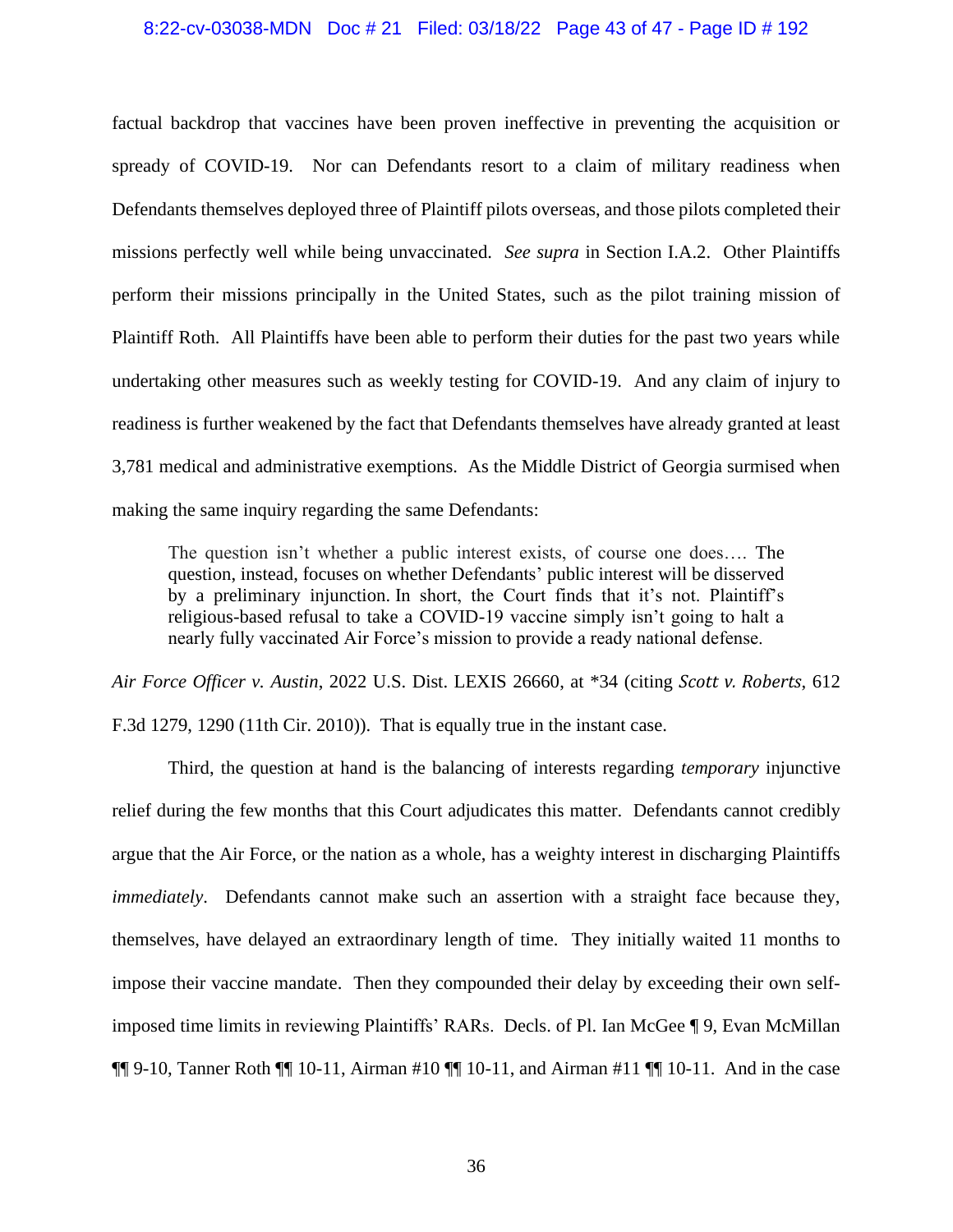factual backdrop that vaccines have been proven ineffective in preventing the acquisition or spready of COVID-19. Nor can Defendants resort to a claim of military readiness when Defendants themselves deployed three of Plaintiff pilots overseas, and those pilots completed their missions perfectly well while being unvaccinated. *See supra* in Section I.A.2. Other Plaintiffs perform their missions principally in the United States, such as the pilot training mission of Plaintiff Roth. All Plaintiffs have been able to perform their duties for the past two years while undertaking other measures such as weekly testing for COVID-19. And any claim of injury to readiness is further weakened by the fact that Defendants themselves have already granted at least 3,781 medical and administrative exemptions. As the Middle District of Georgia surmised when making the same inquiry regarding the same Defendants:

> The question isn't whether a public interest exists, of course one does…. The question, instead, focuses on whether Defendants' public interest will be disserved by a preliminary injunction. In short, the Court finds that it's not. Plaintiff's religious-based refusal to take a COVID-19 vaccine simply isn't going to halt a nearly fully vaccinated Air Force's mission to provide a ready national defense.

*Air Force Officer v. Austin*, 2022 U.S. Dist. LEXIS 26660, at *34 (citing *Scott v. Roberts*, 612 F.3d 1279, 1290 (11th Cir. 2010)). That is equally true in the instant case.

Third, the question at hand is the balancing of interests regarding *temporary* injunctive relief during the few months that this Court adjudicates this matter. Defendants cannot credibly argue that the Air Force, or the nation as a whole, has a weighty interest in discharging Plaintiffs *immediately*. Defendants cannot make such an assertion with a straight face because they, themselves, have delayed an extraordinary length of time. They initially waited 11 months to impose their vaccine mandate. Then they compounded their delay by exceeding their own self-imposed time limits in reviewing Plaintiffs' RARs. Decls. of Pl. Ian McGee ¶ 9, Evan McMillan ¶¶ 9-10, Tanner Roth ¶¶ 10-11, Airman #10 ¶¶ 10-11, and Airman #11 ¶¶ 10-11. And in the case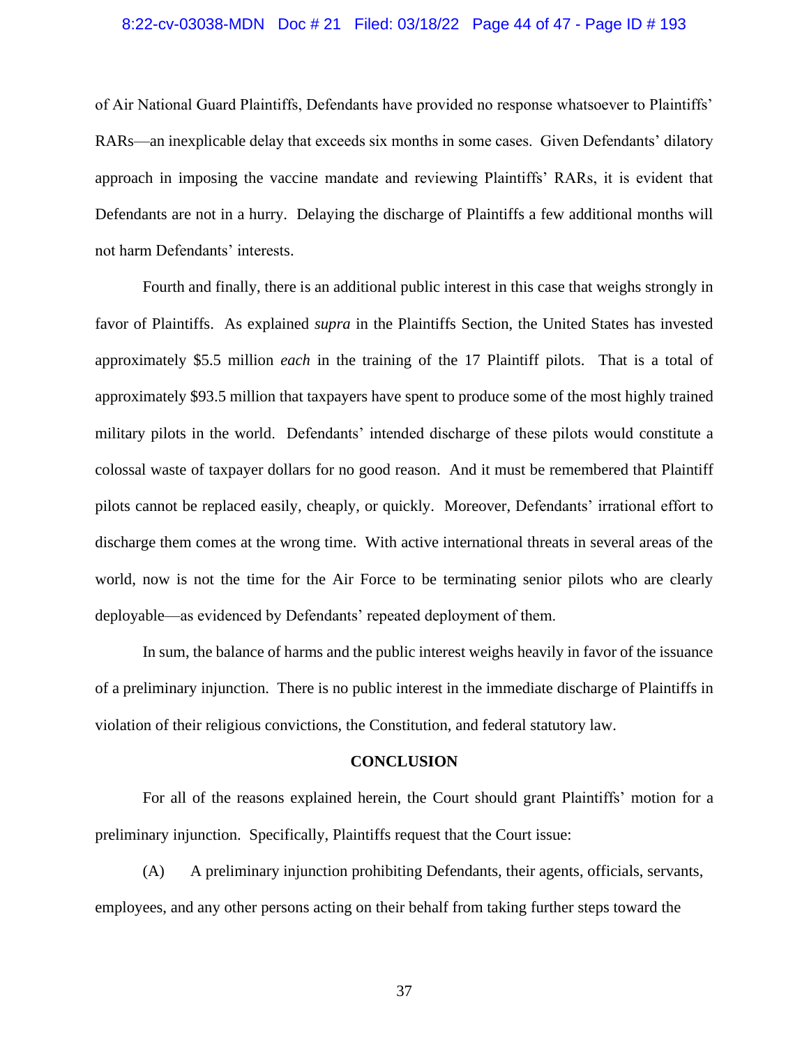of Air National Guard Plaintiffs, Defendants have provided no response whatsoever to Plaintiffs' RARs—an inexplicable delay that exceeds six months in some cases. Given Defendants' dilatory approach in imposing the vaccine mandate and reviewing Plaintiffs' RARs, it is evident that Defendants are not in a hurry. Delaying the discharge of Plaintiffs a few additional months will not harm Defendants' interests.

Fourth and finally, there is an additional public interest in this case that weighs strongly in favor of Plaintiffs. As explained *supra* in the Plaintiffs Section, the United States has invested approximately $5.5 million *each* in the training of the 17 Plaintiff pilots. That is a total of approximately $93.5 million that taxpayers have spent to produce some of the most highly trained military pilots in the world. Defendants' intended discharge of these pilots would constitute a colossal waste of taxpayer dollars for no good reason. And it must be remembered that Plaintiff pilots cannot be replaced easily, cheaply, or quickly. Moreover, Defendants' irrational effort to discharge them comes at the wrong time. With active international threats in several areas of the world, now is not the time for the Air Force to be terminating senior pilots who are clearly deployable—as evidenced by Defendants' repeated deployment of them.

In sum, the balance of harms and the public interest weighs heavily in favor of the issuance of a preliminary injunction. There is no public interest in the immediate discharge of Plaintiffs in violation of their religious convictions, the Constitution, and federal statutory law.

## CONCLUSION

For all of the reasons explained herein, the Court should grant Plaintiffs' motion for a preliminary injunction. Specifically, Plaintiffs request that the Court issue:

(A) A preliminary injunction prohibiting Defendants, their agents, officials, servants, employees, and any other persons acting on their behalf from taking further steps toward the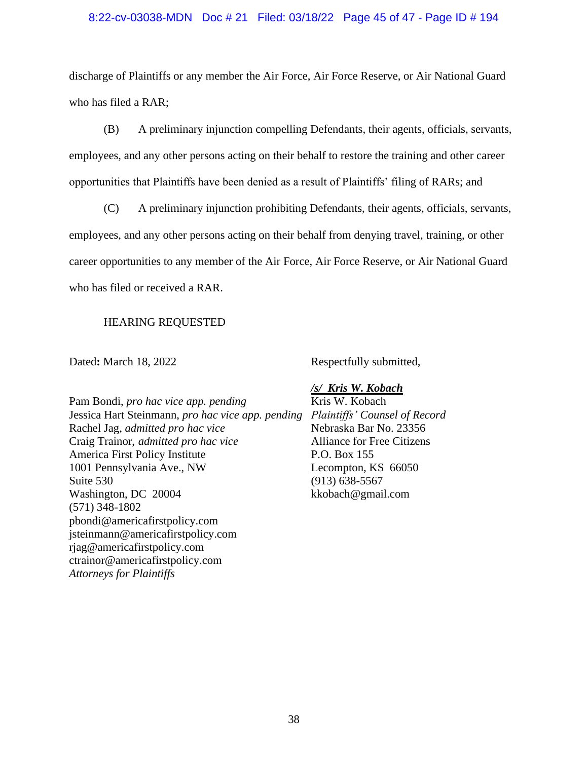discharge of Plaintiffs or any member the Air Force, Air Force Reserve, or Air National Guard who has filed a RAR;

(B) A preliminary injunction compelling Defendants, their agents, officials, servants, employees, and any other persons acting on their behalf to restore the training and other career opportunities that Plaintiffs have been denied as a result of Plaintiffs' filing of RARs; and

(C) A preliminary injunction prohibiting Defendants, their agents, officials, servants, employees, and any other persons acting on their behalf from denying travel, training, or other career opportunities to any member of the Air Force, Air Force Reserve, or Air National Guard who has filed or received a RAR.

HEARING REQUESTED

Dated: March 18, 2022

Respectfully submitted,

***/s/ Kris W. Kobach***
Kris W. Kobach
*Plaintiffs' Counsel of Record*
Nebraska Bar No. 23356
Alliance for Free Citizens
P.O. Box 155
Lecompton, KS 66050
(913) 638-5567
kkobach@gmail.com

Pam Bondi, *pro hac vice app. pending*
Jessica Hart Steinmann, *pro hac vice app. pending*
Rachel Jag, *admitted pro hac vice*
Craig Trainor, *admitted pro hac vice*
America First Policy Institute
1001 Pennsylvania Ave., NW
Suite 530
Washington, DC 20004
(571) 348-1802
pbondi@americafirstpolicy.com
jsteinmann@americafirstpolicy.com
rjag@americafirstpolicy.com
ctrainor@americafirstpolicy.com
*Attorneys for Plaintiffs*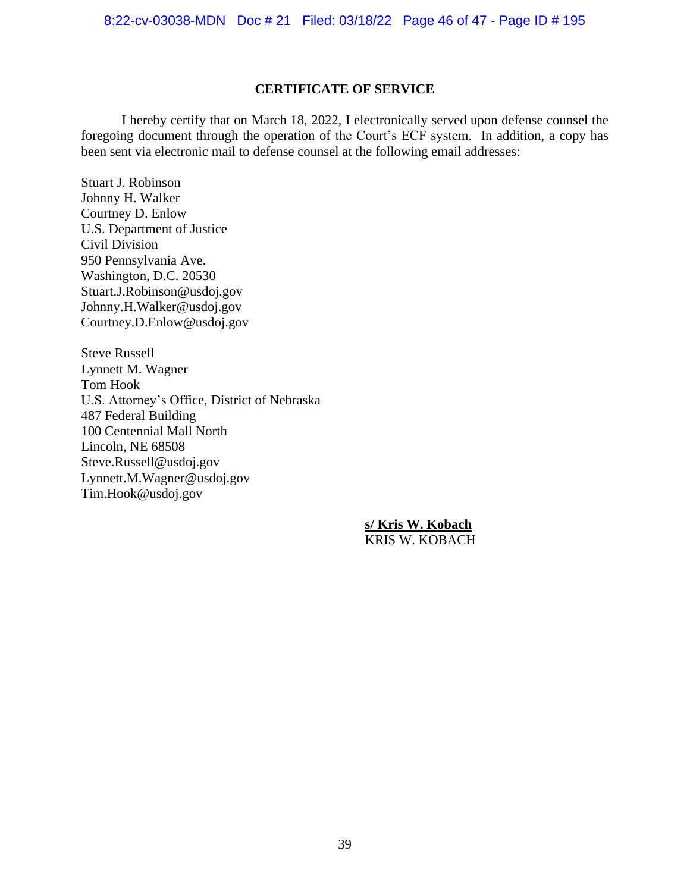## CERTIFICATE OF SERVICE

I hereby certify that on March 18, 2022, I electronically served upon defense counsel the foregoing document through the operation of the Court's ECF system. In addition, a copy has been sent via electronic mail to defense counsel at the following email addresses:

Stuart J. Robinson
Johnny H. Walker
Courtney D. Enlow
U.S. Department of Justice
Civil Division
950 Pennsylvania Ave.
Washington, D.C. 20530
Stuart.J.Robinson@usdoj.gov
Johnny.H.Walker@usdoj.gov
Courtney.D.Enlow@usdoj.gov

Steve Russell
Lynnett M. Wagner
Tom Hook
U.S. Attorney's Office, District of Nebraska
487 Federal Building
100 Centennial Mall North
Lincoln, NE 68508
Steve.Russell@usdoj.gov
Lynnett.M.Wagner@usdoj.gov
Tim.Hook@usdoj.gov

**s/ Kris W. Kobach**
KRIS W. KOBACH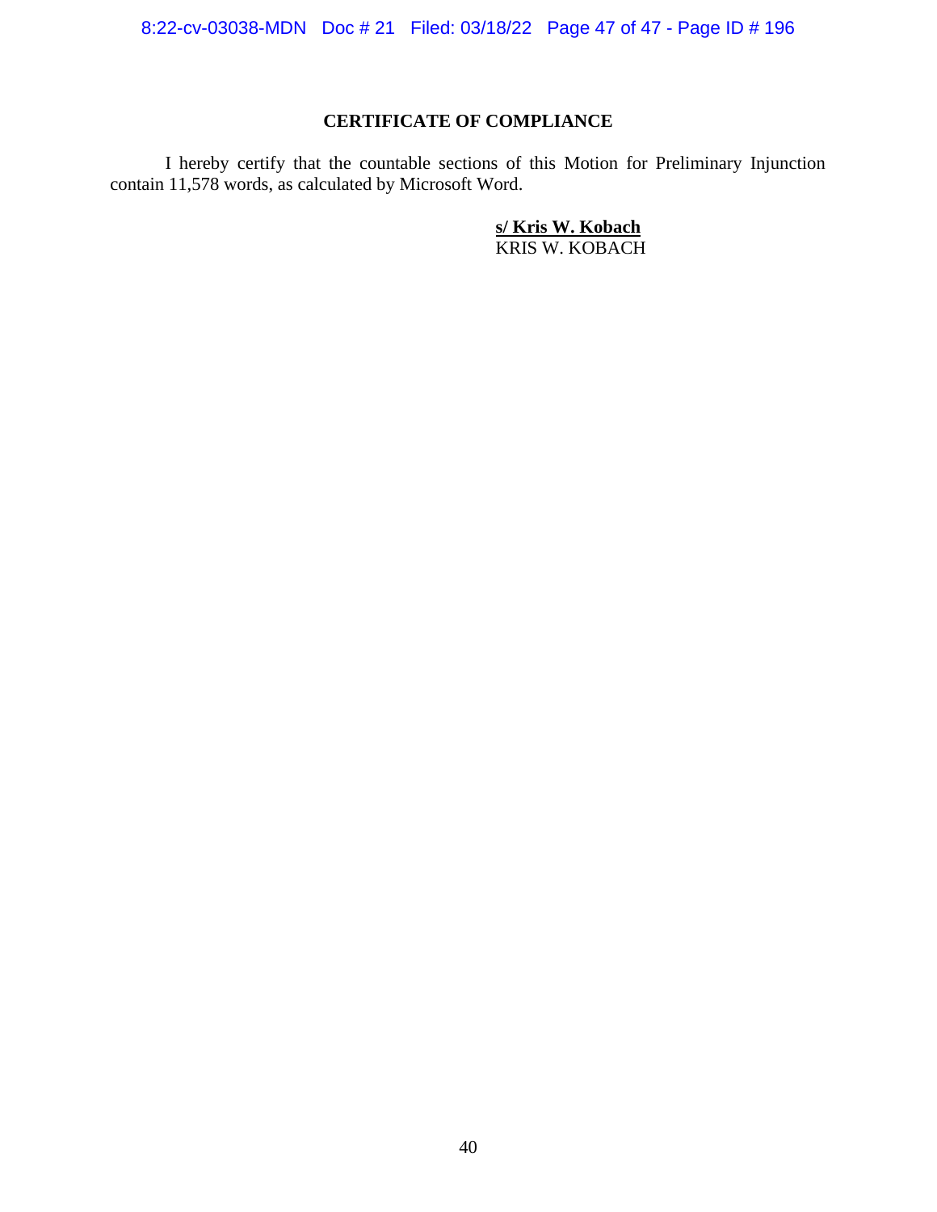## CERTIFICATE OF COMPLIANCE

I hereby certify that the countable sections of this Motion for Preliminary Injunction contain 11,578 words, as calculated by Microsoft Word.

**s/ Kris W. Kobach**
KRIS W. KOBACH